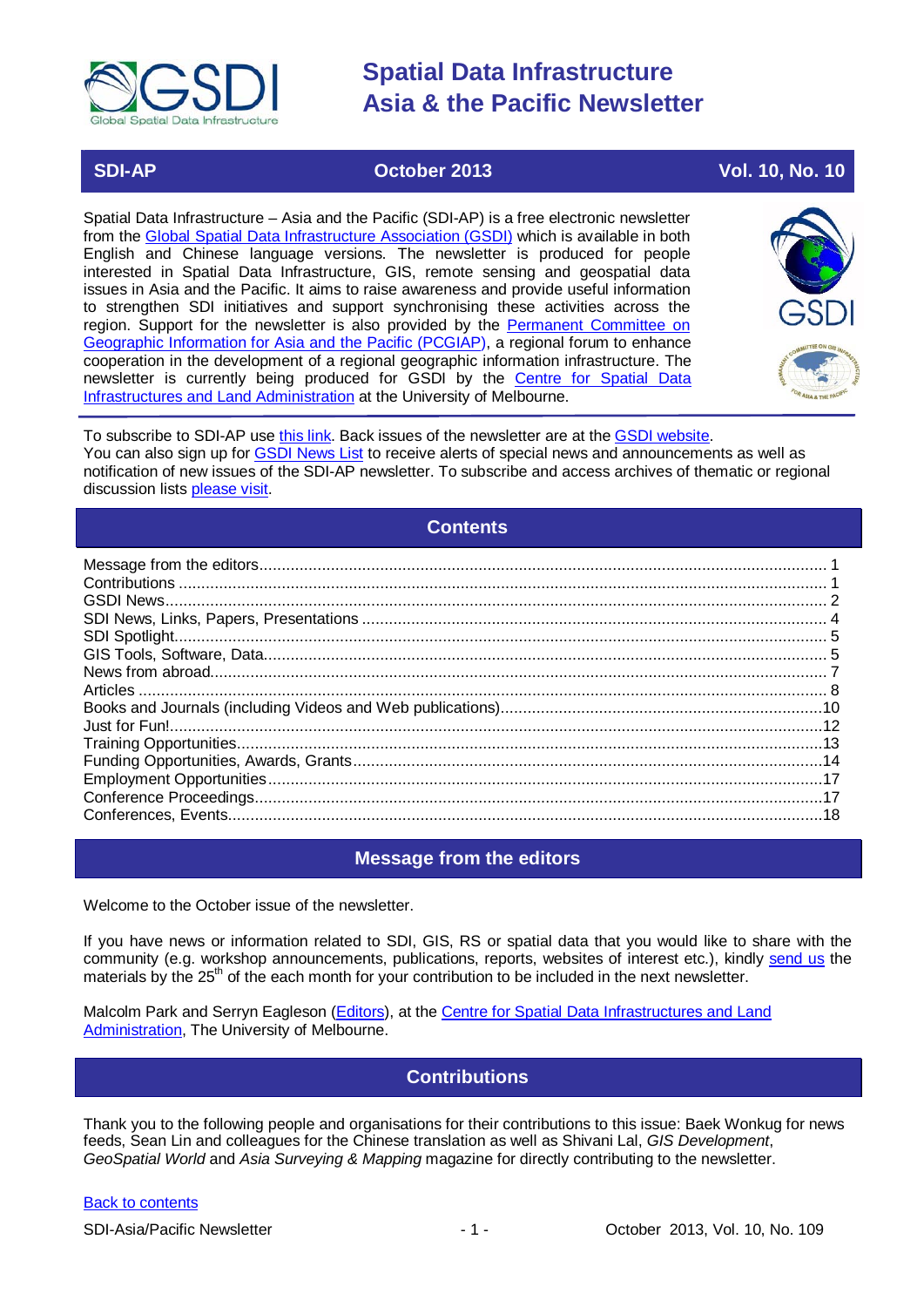# Spatial Data Infrastructure Asia & the Pacific Newsletter

| SDI-AP | October 2013 | Vol. 10, No. 10 |
| --- | --- | --- |

Spatial Data Infrastructure – Asia and the Pacific (SDI-AP) is a free electronic newsletter from the Global Spatial Data Infrastructure Association (GSDI) which is available in both English and Chinese language versions. The newsletter is produced for people interested in Spatial Data Infrastructure, GIS, remote sensing and geospatial data issues in Asia and the Pacific. It aims to raise awareness and provide useful information to strengthen SDI initiatives and support synchronising these activities across the region. Support for the newsletter is also provided by the Permanent Committee on Geographic Information for Asia and the Pacific (PCGIAP), a regional forum to enhance cooperation in the development of a regional geographic information infrastructure. The newsletter is currently being produced for GSDI by the Centre for Spatial Data Infrastructures and Land Administration at the University of Melbourne.

To subscribe to SDI-AP use this link. Back issues of the newsletter are at the GSDI website.
You can also sign up for GSDI News List to receive alerts of special news and announcements as well as notification of new issues of the SDI-AP newsletter. To subscribe and access archives of thematic or regional discussion lists please visit.

## Contents

- Message from the editors ... 1
- Contributions ... 1
- GSDI News ... 2
- SDI News, Links, Papers, Presentations ... 4
- SDI Spotlight ... 5
- GIS Tools, Software, Data ... 5
- News from abroad ... 7
- Articles ... 8
- Books and Journals (including Videos and Web publications) ... 10
- Just for Fun! ... 12
- Training Opportunities ... 13
- Funding Opportunities, Awards, Grants ... 14
- Employment Opportunities ... 17
- Conference Proceedings ... 17
- Conferences, Events ... 18

## Message from the editors

Welcome to the October issue of the newsletter.

If you have news or information related to SDI, GIS, RS or spatial data that you would like to share with the community (e.g. workshop announcements, publications, reports, websites of interest etc.), kindly send us the materials by the 25th of the each month for your contribution to be included in the next newsletter.

Malcolm Park and Serryn Eagleson (Editors), at the Centre for Spatial Data Infrastructures and Land Administration, The University of Melbourne.

## Contributions

Thank you to the following people and organisations for their contributions to this issue: Baek Wonkug for news feeds, Sean Lin and colleagues for the Chinese translation as well as Shivani Lal, *GIS Development*, *GeoSpatial World* and *Asia Surveying & Mapping* magazine for directly contributing to the newsletter.

Back to contents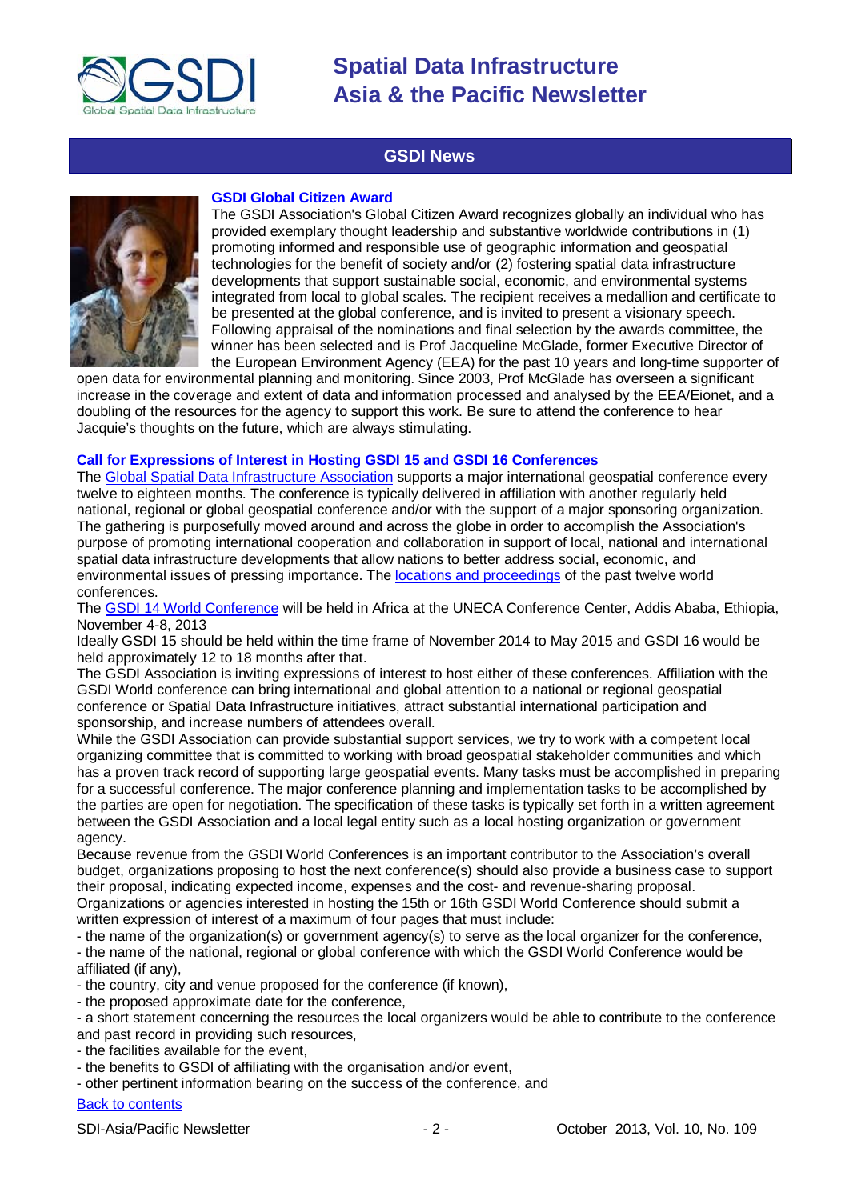## GSDI News

### GSDI Global Citizen Award

The GSDI Association's Global Citizen Award recognizes globally an individual who has provided exemplary thought leadership and substantive worldwide contributions in (1) promoting informed and responsible use of geographic information and geospatial technologies for the benefit of society and/or (2) fostering spatial data infrastructure developments that support sustainable social, economic, and environmental systems integrated from local to global scales. The recipient receives a medallion and certificate to be presented at the global conference, and is invited to present a visionary speech. Following appraisal of the nominations and final selection by the awards committee, the winner has been selected and is Prof Jacqueline McGlade, former Executive Director of the European Environment Agency (EEA) for the past 10 years and long-time supporter of open data for environmental planning and monitoring. Since 2003, Prof McGlade has overseen a significant increase in the coverage and extent of data and information processed and analysed by the EEA/Eionet, and a doubling of the resources for the agency to support this work. Be sure to attend the conference to hear Jacquie's thoughts on the future, which are always stimulating.

### Call for Expressions of Interest in Hosting GSDI 15 and GSDI 16 Conferences

The Global Spatial Data Infrastructure Association supports a major international geospatial conference every twelve to eighteen months. The conference is typically delivered in affiliation with another regularly held national, regional or global geospatial conference and/or with the support of a major sponsoring organization. The gathering is purposefully moved around and across the globe in order to accomplish the Association's purpose of promoting international cooperation and collaboration in support of local, national and international spatial data infrastructure developments that allow nations to better address social, economic, and environmental issues of pressing importance. The locations and proceedings of the past twelve world conferences.

The GSDI 14 World Conference will be held in Africa at the UNECA Conference Center, Addis Ababa, Ethiopia, November 4-8, 2013

Ideally GSDI 15 should be held within the time frame of November 2014 to May 2015 and GSDI 16 would be held approximately 12 to 18 months after that.

The GSDI Association is inviting expressions of interest to host either of these conferences. Affiliation with the GSDI World conference can bring international and global attention to a national or regional geospatial conference or Spatial Data Infrastructure initiatives, attract substantial international participation and sponsorship, and increase numbers of attendees overall.

While the GSDI Association can provide substantial support services, we try to work with a competent local organizing committee that is committed to working with broad geospatial stakeholder communities and which has a proven track record of supporting large geospatial events. Many tasks must be accomplished in preparing for a successful conference. The major conference planning and implementation tasks to be accomplished by the parties are open for negotiation. The specification of these tasks is typically set forth in a written agreement between the GSDI Association and a local legal entity such as a local hosting organization or government agency.

Because revenue from the GSDI World Conferences is an important contributor to the Association's overall budget, organizations proposing to host the next conference(s) should also provide a business case to support their proposal, indicating expected income, expenses and the cost- and revenue-sharing proposal.

Organizations or agencies interested in hosting the 15th or 16th GSDI World Conference should submit a written expression of interest of a maximum of four pages that must include:

- the name of the organization(s) or government agency(s) to serve as the local organizer for the conference,
- the name of the national, regional or global conference with which the GSDI World Conference would be affiliated (if any),
- the country, city and venue proposed for the conference (if known),
- the proposed approximate date for the conference,
- a short statement concerning the resources the local organizers would be able to contribute to the conference and past record in providing such resources,
- the facilities available for the event,
- the benefits to GSDI of affiliating with the organisation and/or event,
- other pertinent information bearing on the success of the conference, and

Back to contents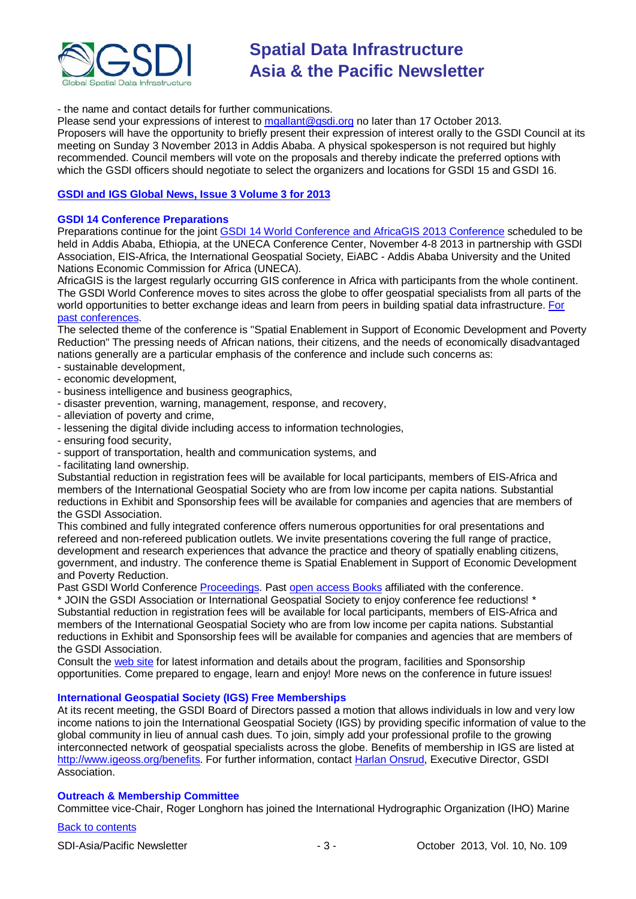- the name and contact details for further communications.
Please send your expressions of interest to [mgallant@gsdi.org](mailto:mgallant@gsdi.org) no later than 17 October 2013.
Proposers will have the opportunity to briefly present their expression of interest orally to the GSDI Council at its meeting on Sunday 3 November 2013 in Addis Ababa. A physical spokesperson is not required but highly recommended. Council members will vote on the proposals and thereby indicate the preferred options with which the GSDI officers should negotiate to select the organizers and locations for GSDI 15 and GSDI 16.

### GSDI and IGS Global News, Issue 3 Volume 3 for 2013

### GSDI 14 Conference Preparations

Preparations continue for the joint GSDI 14 World Conference and AfricaGIS 2013 Conference scheduled to be held in Addis Ababa, Ethiopia, at the UNECA Conference Center, November 4-8 2013 in partnership with GSDI Association, EIS-Africa, the International Geospatial Society, EiABC - Addis Ababa University and the United Nations Economic Commission for Africa (UNECA).
AfricaGIS is the largest regularly occurring GIS conference in Africa with participants from the whole continent. The GSDI World Conference moves to sites across the globe to offer geospatial specialists from all parts of the world opportunities to better exchange ideas and learn from peers in building spatial data infrastructure. For past conferences.
The selected theme of the conference is "Spatial Enablement in Support of Economic Development and Poverty Reduction" The pressing needs of African nations, their citizens, and the needs of economically disadvantaged nations generally are a particular emphasis of the conference and include such concerns as:

- sustainable development,
- economic development,
- business intelligence and business geographics,
- disaster prevention, warning, management, response, and recovery,
- alleviation of poverty and crime,
- lessening the digital divide including access to information technologies,
- ensuring food security,
- support of transportation, health and communication systems, and
- facilitating land ownership.

Substantial reduction in registration fees will be available for local participants, members of EIS-Africa and members of the International Geospatial Society who are from low income per capita nations. Substantial reductions in Exhibit and Sponsorship fees will be available for companies and agencies that are members of the GSDI Association.
This combined and fully integrated conference offers numerous opportunities for oral presentations and refereed and non-refereed publication outlets. We invite presentations covering the full range of practice, development and research experiences that advance the practice and theory of spatially enabling citizens, government, and industry. The conference theme is Spatial Enablement in Support of Economic Development and Poverty Reduction.
Past GSDI World Conference Proceedings. Past open access Books affiliated with the conference.
* JOIN the GSDI Association or International Geospatial Society to enjoy conference fee reductions! *
Substantial reduction in registration fees will be available for local participants, members of EIS-Africa and members of the International Geospatial Society who are from low income per capita nations. Substantial reductions in Exhibit and Sponsorship fees will be available for companies and agencies that are members of the GSDI Association.
Consult the web site for latest information and details about the program, facilities and Sponsorship opportunities. Come prepared to engage, learn and enjoy! More news on the conference in future issues!

### International Geospatial Society (IGS) Free Memberships

At its recent meeting, the GSDI Board of Directors passed a motion that allows individuals in low and very low income nations to join the International Geospatial Society (IGS) by providing specific information of value to the global community in lieu of annual cash dues. To join, simply add your professional profile to the growing interconnected network of geospatial specialists across the globe. Benefits of membership in IGS are listed at http://www.igeoss.org/benefits. For further information, contact Harlan Onsrud, Executive Director, GSDI Association.

### Outreach & Membership Committee

Committee vice-Chair, Roger Longhorn has joined the International Hydrographic Organization (IHO) Marine

Back to contents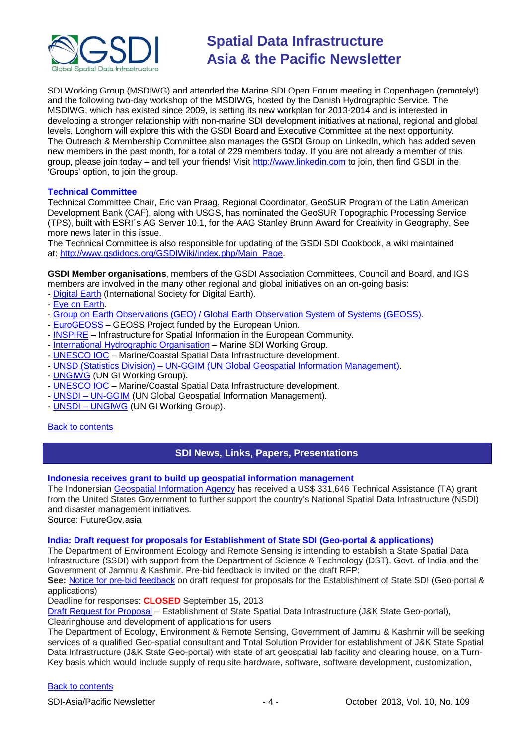SDI Working Group (MSDIWG) and attended the Marine SDI Open Forum meeting in Copenhagen (remotely!) and the following two-day workshop of the MSDIWG, hosted by the Danish Hydrographic Service. The MSDIWG, which has existed since 2009, is setting its new workplan for 2013-2014 and is interested in developing a stronger relationship with non-marine SDI development initiatives at national, regional and global levels. Longhorn will explore this with the GSDI Board and Executive Committee at the next opportunity.
The Outreach & Membership Committee also manages the GSDI Group on LinkedIn, which has added seven new members in the past month, for a total of 229 members today. If you are not already a member of this group, please join today – and tell your friends! Visit [http://www.linkedin.com](http://www.linkedin.com) to join, then find GSDI in the 'Groups' option, to join the group.

### Technical Committee

Technical Committee Chair, Eric van Praag, Regional Coordinator, GeoSUR Program of the Latin American Development Bank (CAF), along with USGS, has nominated the GeoSUR Topographic Processing Service (TPS), built with ESRI´s AG Server 10.1, for the AAG Stanley Brunn Award for Creativity in Geography. See more news later in this issue.
The Technical Committee is also responsible for updating of the GSDI SDI Cookbook, a wiki maintained at: [http://www.gsdidocs.org/GSDIWiki/index.php/Main_Page](http://www.gsdidocs.org/GSDIWiki/index.php/Main_Page).

**GSDI Member organisations**, members of the GSDI Association Committees, Council and Board, and IGS members are involved in the many other regional and global initiatives on an on-going basis:

- Digital Earth (International Society for Digital Earth).
- Eye on Earth.
- Group on Earth Observations (GEO) / Global Earth Observation System of Systems (GEOSS).
- EuroGEOSS – GEOSS Project funded by the European Union.
- INSPIRE – Infrastructure for Spatial Information in the European Community.
- International Hydrographic Organisation – Marine SDI Working Group.
- UNESCO IOC – Marine/Coastal Spatial Data Infrastructure development.
- UNSD (Statistics Division) – UN-GGIM (UN Global Geospatial Information Management).
- UNGIWG (UN GI Working Group).
- UNESCO IOC – Marine/Coastal Spatial Data Infrastructure development.
- UNSDI – UN-GGIM (UN Global Geospatial Information Management).
- UNSDI – UNGIWG (UN GI Working Group).

Back to contents

## SDI News, Links, Papers, Presentations

### Indonesia receives grant to build up geospatial information management

The Indonesian Geospatial Information Agency has received a US$ 331,646 Technical Assistance (TA) grant from the United States Government to further support the country's National Spatial Data Infrastructure (NSDI) and disaster management initiatives.
Source: FutureGov.asia

### India: Draft request for proposals for Establishment of State SDI (Geo-portal & applications)

The Department of Environment Ecology and Remote Sensing is intending to establish a State Spatial Data Infrastructure (SSDI) with support from the Department of Science & Technology (DST), Govt. of India and the Government of Jammu & Kashmir. Pre-bid feedback is invited on the draft RFP:
**See:** Notice for pre-bid feedback on draft request for proposals for the Establishment of State SDI (Geo-portal & applications)
Deadline for responses: **CLOSED** September 15, 2013
Draft Request for Proposal – Establishment of State Spatial Data Infrastructure (J&K State Geo-portal), Clearinghouse and development of applications for users
The Department of Ecology, Environment & Remote Sensing, Government of Jammu & Kashmir will be seeking services of a qualified Geo-spatial consultant and Total Solution Provider for establishment of J&K State Spatial Data Infrastructure (J&K State Geo-portal) with state of art geospatial lab facility and clearing house, on a Turn-Key basis which would include supply of requisite hardware, software, software development, customization,

Back to contents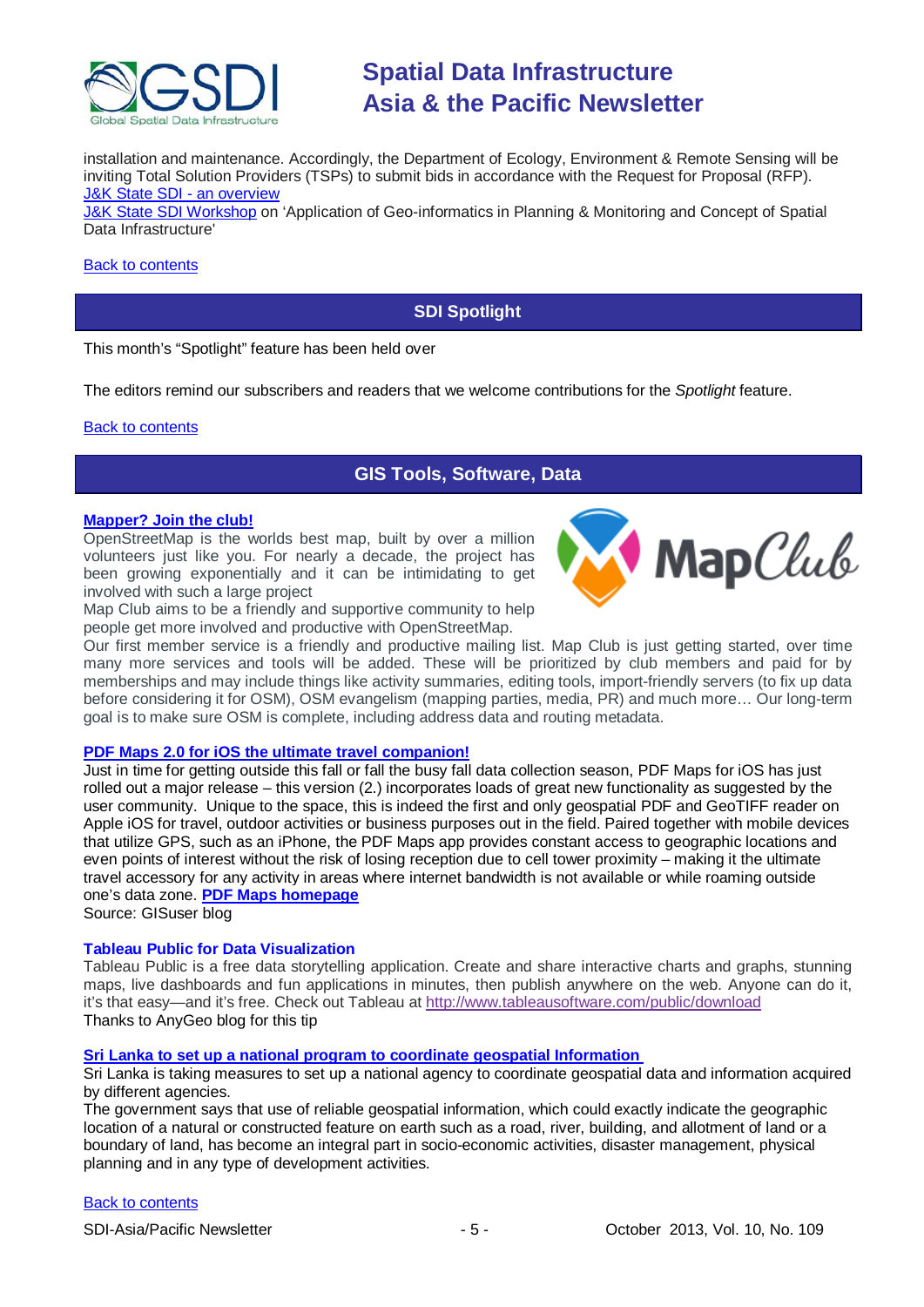installation and maintenance. Accordingly, the Department of Ecology, Environment & Remote Sensing will be inviting Total Solution Providers (TSPs) to submit bids in accordance with the Request for Proposal (RFP).
J&K State SDI - an overview
J&K State SDI Workshop on 'Application of Geo-informatics in Planning & Monitoring and Concept of Spatial Data Infrastructure'

Back to contents

## SDI Spotlight

This month's "Spotlight" feature has been held over

The editors remind our subscribers and readers that we welcome contributions for the *Spotlight* feature.

Back to contents

## GIS Tools, Software, Data

### Mapper? Join the club!

OpenStreetMap is the worlds best map, built by over a million volunteers just like you. For nearly a decade, the project has been growing exponentially and it can be intimidating to get involved with such a large project

Map Club aims to be a friendly and supportive community to help people get more involved and productive with OpenStreetMap.

Our first member service is a friendly and productive mailing list. Map Club is just getting started, over time many more services and tools will be added. These will be prioritized by club members and paid for by memberships and may include things like activity summaries, editing tools, import-friendly servers (to fix up data before considering it for OSM), OSM evangelism (mapping parties, media, PR) and much more… Our long-term goal is to make sure OSM is complete, including address data and routing metadata.

### PDF Maps 2.0 for iOS the ultimate travel companion!

Just in time for getting outside this fall or fall the busy fall data collection season, PDF Maps for iOS has just rolled out a major release – this version (2.) incorporates loads of great new functionality as suggested by the user community. Unique to the space, this is indeed the first and only geospatial PDF and GeoTIFF reader on Apple iOS for travel, outdoor activities or business purposes out in the field. Paired together with mobile devices that utilize GPS, such as an iPhone, the PDF Maps app provides constant access to geographic locations and even points of interest without the risk of losing reception due to cell tower proximity – making it the ultimate travel accessory for any activity in areas where internet bandwidth is not available or while roaming outside one's data zone. **PDF Maps homepage**
Source: GISuser blog

### Tableau Public for Data Visualization

Tableau Public is a free data storytelling application. Create and share interactive charts and graphs, stunning maps, live dashboards and fun applications in minutes, then publish anywhere on the web. Anyone can do it, it's that easy—and it's free. Check out Tableau at http://www.tableausoftware.com/public/download
Thanks to AnyGeo blog for this tip

### Sri Lanka to set up a national program to coordinate geospatial Information

Sri Lanka is taking measures to set up a national agency to coordinate geospatial data and information acquired by different agencies.

The government says that use of reliable geospatial information, which could exactly indicate the geographic location of a natural or constructed feature on earth such as a road, river, building, and allotment of land or a boundary of land, has become an integral part in socio-economic activities, disaster management, physical planning and in any type of development activities.

Back to contents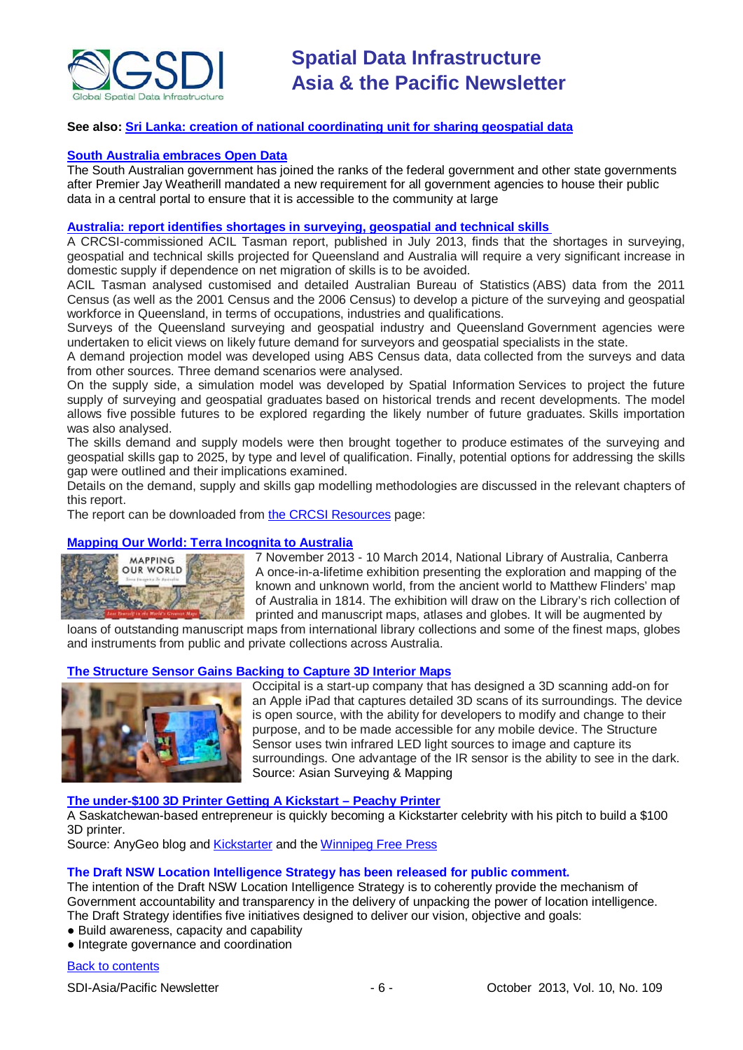**See also: Sri Lanka: creation of national coordinating unit for sharing geospatial data**

### South Australia embraces Open Data

The South Australian government has joined the ranks of the federal government and other state governments after Premier Jay Weatherill mandated a new requirement for all government agencies to house their public data in a central portal to ensure that it is accessible to the community at large

### Australia: report identifies shortages in surveying, geospatial and technical skills

A CRCSI-commissioned ACIL Tasman report, published in July 2013, finds that the shortages in surveying, geospatial and technical skills projected for Queensland and Australia will require a very significant increase in domestic supply if dependence on net migration of skills is to be avoided.

ACIL Tasman analysed customised and detailed Australian Bureau of Statistics (ABS) data from the 2011 Census (as well as the 2001 Census and the 2006 Census) to develop a picture of the surveying and geospatial workforce in Queensland, in terms of occupations, industries and qualifications.

Surveys of the Queensland surveying and geospatial industry and Queensland Government agencies were undertaken to elicit views on likely future demand for surveyors and geospatial specialists in the state.

A demand projection model was developed using ABS Census data, data collected from the surveys and data from other sources. Three demand scenarios were analysed.

On the supply side, a simulation model was developed by Spatial Information Services to project the future supply of surveying and geospatial graduates based on historical trends and recent developments. The model allows five possible futures to be explored regarding the likely number of future graduates. Skills importation was also analysed.

The skills demand and supply models were then brought together to produce estimates of the surveying and geospatial skills gap to 2025, by type and level of qualification. Finally, potential options for addressing the skills gap were outlined and their implications examined.

Details on the demand, supply and skills gap modelling methodologies are discussed in the relevant chapters of this report.

The report can be downloaded from the CRCSI Resources page:

### Mapping Our World: Terra Incognita to Australia

7 November 2013 - 10 March 2014, National Library of Australia, Canberra

A once-in-a-lifetime exhibition presenting the exploration and mapping of the known and unknown world, from the ancient world to Matthew Flinders' map of Australia in 1814. The exhibition will draw on the Library's rich collection of printed and manuscript maps, atlases and globes. It will be augmented by loans of outstanding manuscript maps from international library collections and some of the finest maps, globes and instruments from public and private collections across Australia.

### The Structure Sensor Gains Backing to Capture 3D Interior Maps

Occipital is a start-up company that has designed a 3D scanning add-on for an Apple iPad that captures detailed 3D scans of its surroundings. The device is open source, with the ability for developers to modify and change to their purpose, and to be made accessible for any mobile device. The Structure Sensor uses twin infrared LED light sources to image and capture its surroundings. One advantage of the IR sensor is the ability to see in the dark.

Source: Asian Surveying & Mapping

### The under-$100 3D Printer Getting A Kickstart – Peachy Printer

A Saskatchewan-based entrepreneur is quickly becoming a Kickstarter celebrity with his pitch to build a $100 3D printer.

Source: AnyGeo blog and Kickstarter and the Winnipeg Free Press

### The Draft NSW Location Intelligence Strategy has been released for public comment.

The intention of the Draft NSW Location Intelligence Strategy is to coherently provide the mechanism of Government accountability and transparency in the delivery of unpacking the power of location intelligence.

The Draft Strategy identifies five initiatives designed to deliver our vision, objective and goals:

- Build awareness, capacity and capability
- Integrate governance and coordination

Back to contents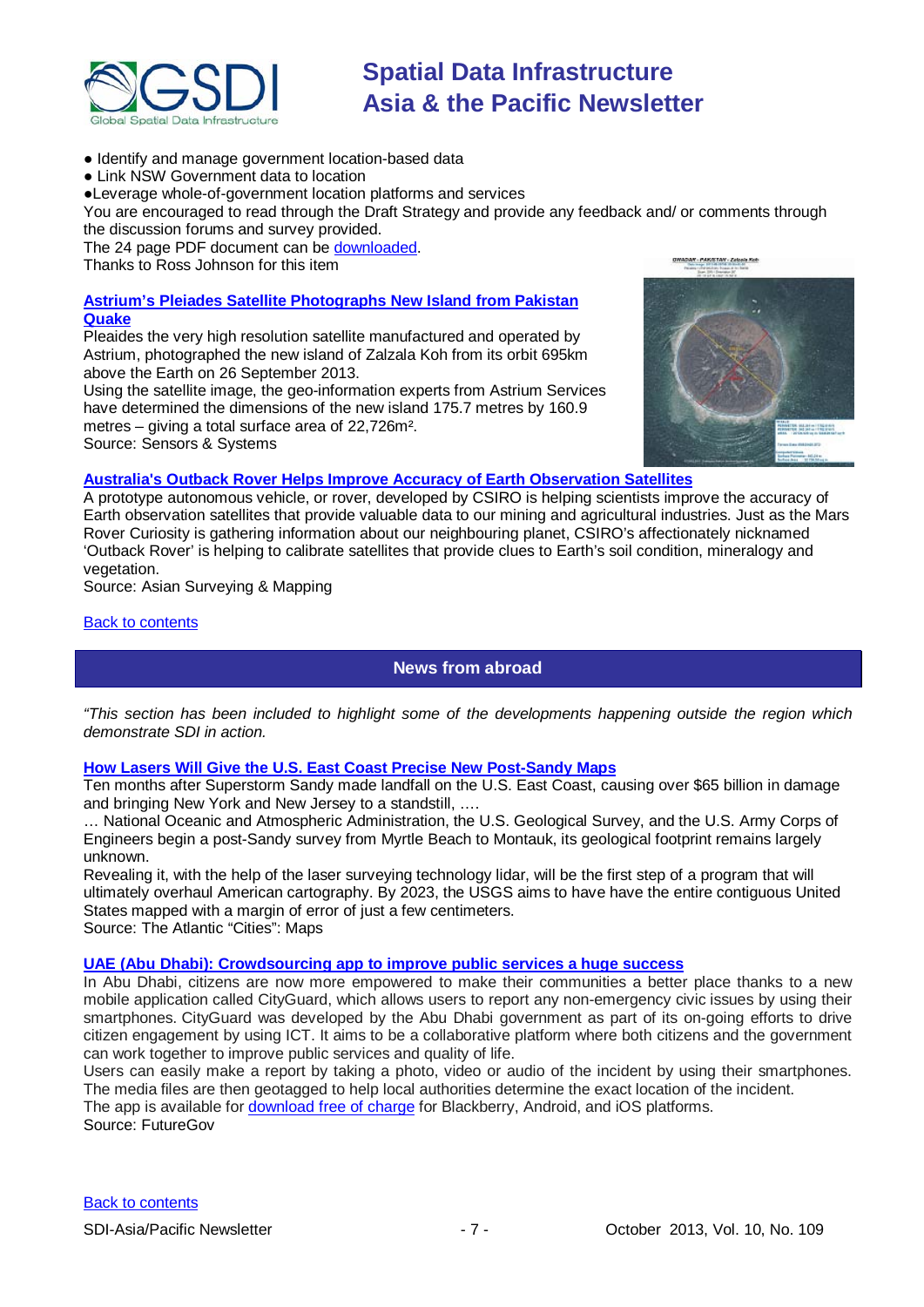- Identify and manage government location-based data
- Link NSW Government data to location
- Leverage whole-of-government location platforms and services

You are encouraged to read through the Draft Strategy and provide any feedback and/ or comments through the discussion forums and survey provided.

The 24 page PDF document can be downloaded.

Thanks to Ross Johnson for this item

**Astrium's Pleiades Satellite Photographs New Island from Pakistan Quake**

Pleiades the very high resolution satellite manufactured and operated by Astrium, photographed the new island of Zalzala Koh from its orbit 695km above the Earth on 26 September 2013.

Using the satellite image, the geo-information experts from Astrium Services have determined the dimensions of the new island 175.7 metres by 160.9 metres – giving a total surface area of 22,726m².

Source: Sensors & Systems

**Australia's Outback Rover Helps Improve Accuracy of Earth Observation Satellites**

A prototype autonomous vehicle, or rover, developed by CSIRO is helping scientists improve the accuracy of Earth observation satellites that provide valuable data to our mining and agricultural industries. Just as the Mars Rover Curiosity is gathering information about our neighbouring planet, CSIRO's affectionately nicknamed 'Outback Rover' is helping to calibrate satellites that provide clues to Earth's soil condition, mineralogy and vegetation.

Source: Asian Surveying & Mapping

Back to contents

## News from abroad

*"This section has been included to highlight some of the developments happening outside the region which demonstrate SDI in action.*

**How Lasers Will Give the U.S. East Coast Precise New Post-Sandy Maps**

Ten months after Superstorm Sandy made landfall on the U.S. East Coast, causing over $65 billion in damage and bringing New York and New Jersey to a standstill, ….

… National Oceanic and Atmospheric Administration, the U.S. Geological Survey, and the U.S. Army Corps of Engineers begin a post-Sandy survey from Myrtle Beach to Montauk, its geological footprint remains largely unknown.

Revealing it, with the help of the laser surveying technology lidar, will be the first step of a program that will ultimately overhaul American cartography. By 2023, the USGS aims to have have the entire contiguous United States mapped with a margin of error of just a few centimeters.

Source: The Atlantic "Cities": Maps

**UAE (Abu Dhabi): Crowdsourcing app to improve public services a huge success**

In Abu Dhabi, citizens are now more empowered to make their communities a better place thanks to a new mobile application called CityGuard, which allows users to report any non-emergency civic issues by using their smartphones. CityGuard was developed by the Abu Dhabi government as part of its on-going efforts to drive citizen engagement by using ICT. It aims to be a collaborative platform where both citizens and the government can work together to improve public services and quality of life.

Users can easily make a report by taking a photo, video or audio of the incident by using their smartphones. The media files are then geotagged to help local authorities determine the exact location of the incident.

The app is available for download free of charge for Blackberry, Android, and iOS platforms.

Source: FutureGov

Back to contents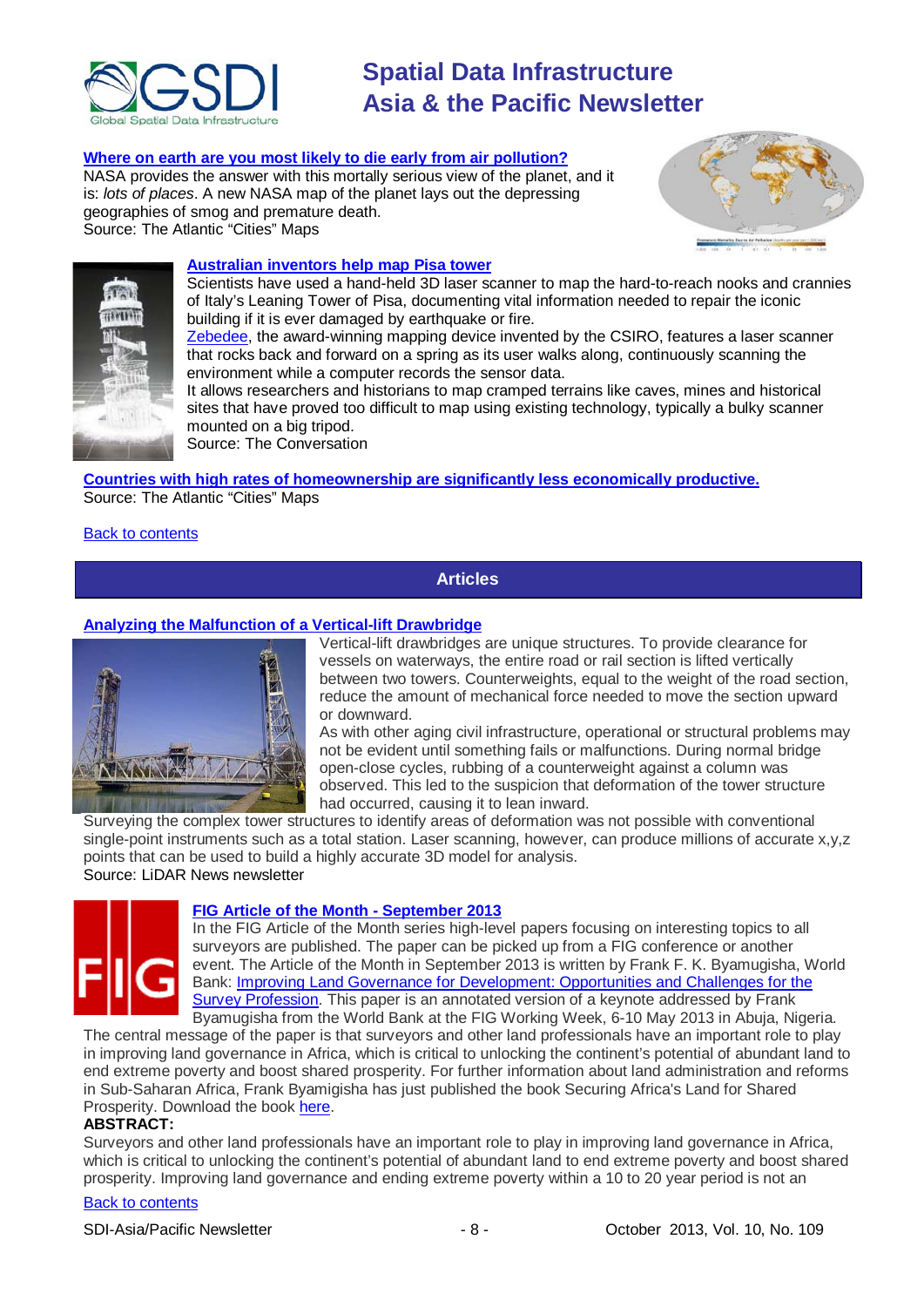**[Where on earth are you most likely to die early from air pollution?](#)**
NASA provides the answer with this mortally serious view of the planet, and it is: *lots of places*. A new NASA map of the planet lays out the depressing geographies of smog and premature death.
Source: The Atlantic "Cities" Maps

**[Australian inventors help map Pisa tower](#)**
Scientists have used a hand-held 3D laser scanner to map the hard-to-reach nooks and crannies of Italy's Leaning Tower of Pisa, documenting vital information needed to repair the iconic building if it is ever damaged by earthquake or fire.
[Zebedee](#), the award-winning mapping device invented by the CSIRO, features a laser scanner that rocks back and forward on a spring as its user walks along, continuously scanning the environment while a computer records the sensor data.
It allows researchers and historians to map cramped terrains like caves, mines and historical sites that have proved too difficult to map using existing technology, typically a bulky scanner mounted on a big tripod.
Source: The Conversation

**[Countries with high rates of homeownership are significantly less economically productive.](#)**
Source: The Atlantic "Cities" Maps

[Back to contents](#)

## Articles

**[Analyzing the Malfunction of a Vertical-lift Drawbridge](#)**
Vertical-lift drawbridges are unique structures. To provide clearance for vessels on waterways, the entire road or rail section is lifted vertically between two towers. Counterweights, equal to the weight of the road section, reduce the amount of mechanical force needed to move the section upward or downward.
As with other aging civil infrastructure, operational or structural problems may not be evident until something fails or malfunctions. During normal bridge open-close cycles, rubbing of a counterweight against a column was observed. This led to the suspicion that deformation of the tower structure had occurred, causing it to lean inward.
Surveying the complex tower structures to identify areas of deformation was not possible with conventional single-point instruments such as a total station. Laser scanning, however, can produce millions of accurate x,y,z points that can be used to build a highly accurate 3D model for analysis.
Source: LiDAR News newsletter

**[FIG Article of the Month - September 2013](#)**
In the FIG Article of the Month series high-level papers focusing on interesting topics to all surveyors are published. The paper can be picked up from a FIG conference or another event. The Article of the Month in September 2013 is written by Frank F. K. Byamugisha, World Bank: [Improving Land Governance for Development: Opportunities and Challenges for the Survey Profession](#). This paper is an annotated version of a keynote addressed by Frank Byamugisha from the World Bank at the FIG Working Week, 6-10 May 2013 in Abuja, Nigeria.
The central message of the paper is that surveyors and other land professionals have an important role to play in improving land governance in Africa, which is critical to unlocking the continent's potential of abundant land to end extreme poverty and boost shared prosperity. For further information about land administration and reforms in Sub-Saharan Africa, Frank Byamigisha has just published the book Securing Africa's Land for Shared Prosperity. Download the book [here](#).

**ABSTRACT:**
Surveyors and other land professionals have an important role to play in improving land governance in Africa, which is critical to unlocking the continent's potential of abundant land to end extreme poverty and boost shared prosperity. Improving land governance and ending extreme poverty within a 10 to 20 year period is not an

[Back to contents](#)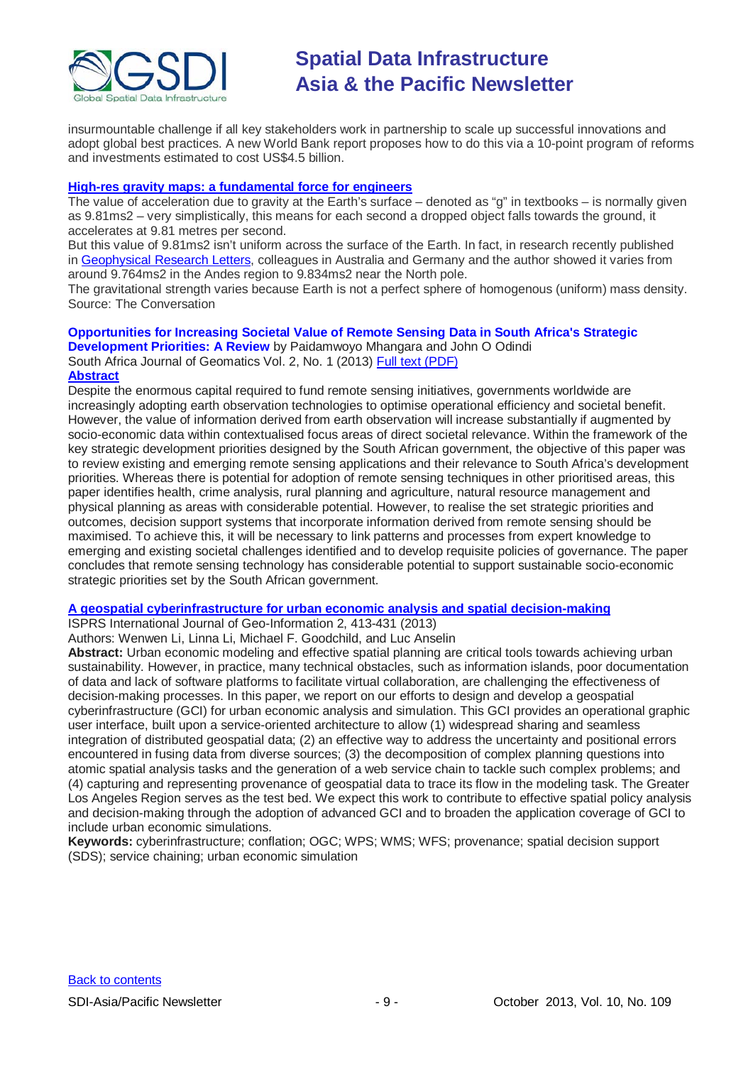insurmountable challenge if all key stakeholders work in partnership to scale up successful innovations and adopt global best practices. A new World Bank report proposes how to do this via a 10-point program of reforms and investments estimated to cost US$4.5 billion.

**[High-res gravity maps: a fundamental force for engineers]()**

The value of acceleration due to gravity at the Earth's surface – denoted as "g" in textbooks – is normally given as 9.81ms2 – very simplistically, this means for each second a dropped object falls towards the ground, it accelerates at 9.81 metres per second.

But this value of 9.81ms2 isn't uniform across the surface of the Earth. In fact, in research recently published in [Geophysical Research Letters](), colleagues in Australia and Germany and the author showed it varies from around 9.764ms2 in the Andes region to 9.834ms2 near the North pole.

The gravitational strength varies because Earth is not a perfect sphere of homogenous (uniform) mass density.

Source: The Conversation

**Opportunities for Increasing Societal Value of Remote Sensing Data in South Africa's Strategic Development Priorities: A Review** by Paidamwoyo Mhangara and John O Odindi

South Africa Journal of Geomatics Vol. 2, No. 1 (2013) [Full text (PDF)]()

**[Abstract]()**

Despite the enormous capital required to fund remote sensing initiatives, governments worldwide are increasingly adopting earth observation technologies to optimise operational efficiency and societal benefit. However, the value of information derived from earth observation will increase substantially if augmented by socio-economic data within contextualised focus areas of direct societal relevance. Within the framework of the key strategic development priorities designed by the South African government, the objective of this paper was to review existing and emerging remote sensing applications and their relevance to South Africa's development priorities. Whereas there is potential for adoption of remote sensing techniques in other prioritised areas, this paper identifies health, crime analysis, rural planning and agriculture, natural resource management and physical planning as areas with considerable potential. However, to realise the set strategic priorities and outcomes, decision support systems that incorporate information derived from remote sensing should be maximised. To achieve this, it will be necessary to link patterns and processes from expert knowledge to emerging and existing societal challenges identified and to develop requisite policies of governance. The paper concludes that remote sensing technology has considerable potential to support sustainable socio-economic strategic priorities set by the South African government.

**[A geospatial cyberinfrastructure for urban economic analysis and spatial decision-making]()**

ISPRS International Journal of Geo-Information 2, 413-431 (2013)

Authors: Wenwen Li, Linna Li, Michael F. Goodchild, and Luc Anselin

**Abstract:** Urban economic modeling and effective spatial planning are critical tools towards achieving urban sustainability. However, in practice, many technical obstacles, such as information islands, poor documentation of data and lack of software platforms to facilitate virtual collaboration, are challenging the effectiveness of decision-making processes. In this paper, we report on our efforts to design and develop a geospatial cyberinfrastructure (GCI) for urban economic analysis and simulation. This GCI provides an operational graphic user interface, built upon a service-oriented architecture to allow (1) widespread sharing and seamless integration of distributed geospatial data; (2) an effective way to address the uncertainty and positional errors encountered in fusing data from diverse sources; (3) the decomposition of complex planning questions into atomic spatial analysis tasks and the generation of a web service chain to tackle such complex problems; and (4) capturing and representing provenance of geospatial data to trace its flow in the modeling task. The Greater Los Angeles Region serves as the test bed. We expect this work to contribute to effective spatial policy analysis and decision-making through the adoption of advanced GCI and to broaden the application coverage of GCI to include urban economic simulations.

**Keywords:** cyberinfrastructure; conflation; OGC; WPS; WMS; WFS; provenance; spatial decision support (SDS); service chaining; urban economic simulation

[Back to contents]()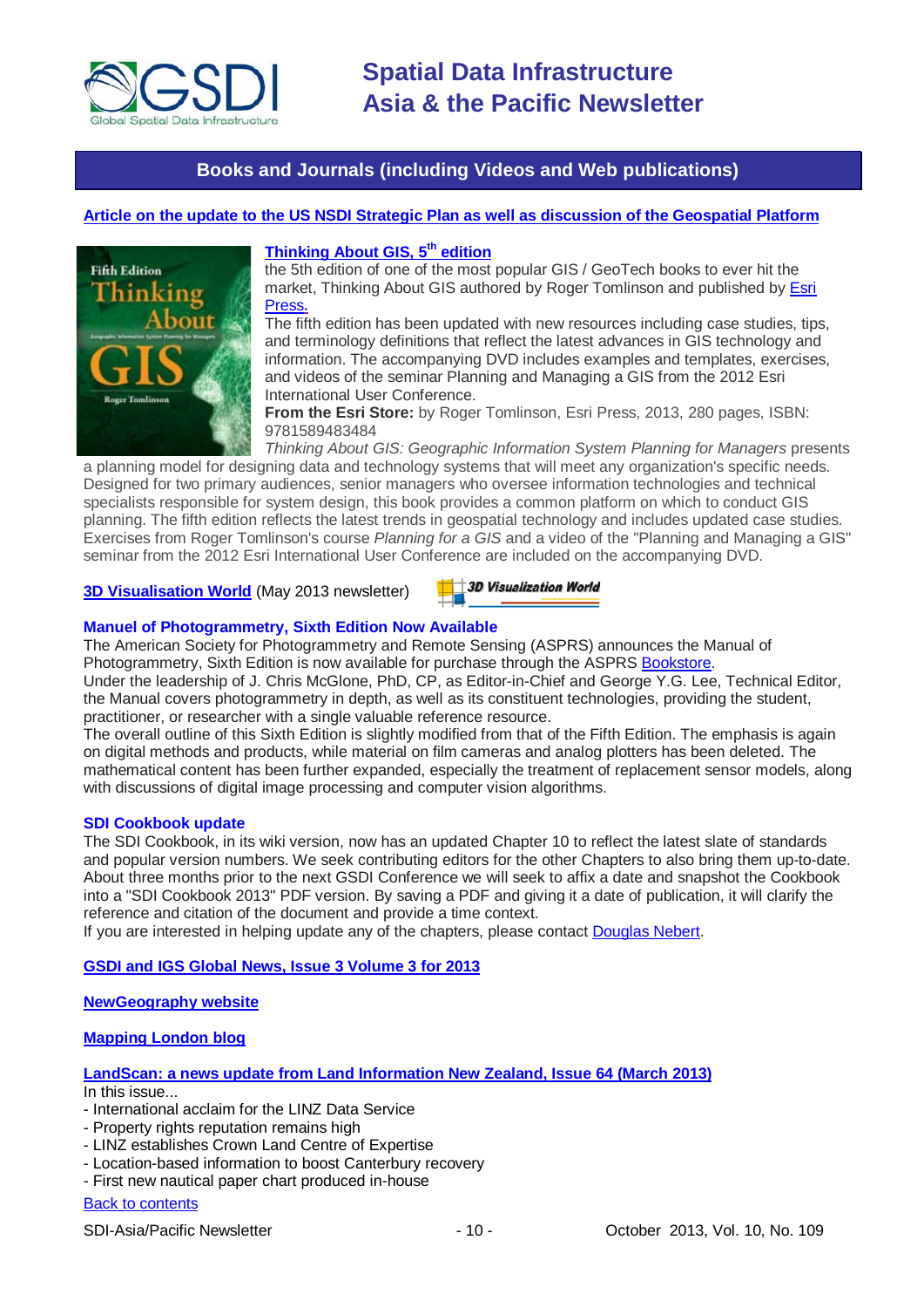## Books and Journals (including Videos and Web publications)

**Article on the update to the US NSDI Strategic Plan as well as discussion of the Geospatial Platform**

**Thinking About GIS, 5th edition**

the 5th edition of one of the most popular GIS / GeoTech books to ever hit the market, Thinking About GIS authored by Roger Tomlinson and published by Esri Press.

The fifth edition has been updated with new resources including case studies, tips, and terminology definitions that reflect the latest advances in GIS technology and information. The accompanying DVD includes examples and templates, exercises, and videos of the seminar Planning and Managing a GIS from the 2012 Esri International User Conference.

**From the Esri Store:** by Roger Tomlinson, Esri Press, 2013, 280 pages, ISBN: 9781589483484

*Thinking About GIS: Geographic Information System Planning for Managers* presents a planning model for designing data and technology systems that will meet any organization's specific needs. Designed for two primary audiences, senior managers who oversee information technologies and technical specialists responsible for system design, this book provides a common platform on which to conduct GIS planning. The fifth edition reflects the latest trends in geospatial technology and includes updated case studies. Exercises from Roger Tomlinson's course *Planning for a GIS* and a video of the "Planning and Managing a GIS" seminar from the 2012 Esri International User Conference are included on the accompanying DVD.

**3D Visualisation World** (May 2013 newsletter)

**Manuel of Photogrammetry, Sixth Edition Now Available**

The American Society for Photogrammetry and Remote Sensing (ASPRS) announces the Manual of Photogrammetry, Sixth Edition is now available for purchase through the ASPRS Bookstore.

Under the leadership of J. Chris McGlone, PhD, CP, as Editor-in-Chief and George Y.G. Lee, Technical Editor, the Manual covers photogrammetry in depth, as well as its constituent technologies, providing the student, practitioner, or researcher with a single valuable reference resource.

The overall outline of this Sixth Edition is slightly modified from that of the Fifth Edition. The emphasis is again on digital methods and products, while material on film cameras and analog plotters has been deleted. The mathematical content has been further expanded, especially the treatment of replacement sensor models, along with discussions of digital image processing and computer vision algorithms.

**SDI Cookbook update**

The SDI Cookbook, in its wiki version, now has an updated Chapter 10 to reflect the latest slate of standards and popular version numbers. We seek contributing editors for the other Chapters to also bring them up-to-date. About three months prior to the next GSDI Conference we will seek to affix a date and snapshot the Cookbook into a "SDI Cookbook 2013" PDF version. By saving a PDF and giving it a date of publication, it will clarify the reference and citation of the document and provide a time context.

If you are interested in helping update any of the chapters, please contact Douglas Nebert.

**GSDI and IGS Global News, Issue 3 Volume 3 for 2013**

**NewGeography website**

**Mapping London blog**

**LandScan: a news update from Land Information New Zealand, Issue 64 (March 2013)**

In this issue...

- International acclaim for the LINZ Data Service
- Property rights reputation remains high
- LINZ establishes Crown Land Centre of Expertise
- Location-based information to boost Canterbury recovery
- First new nautical paper chart produced in-house

Back to contents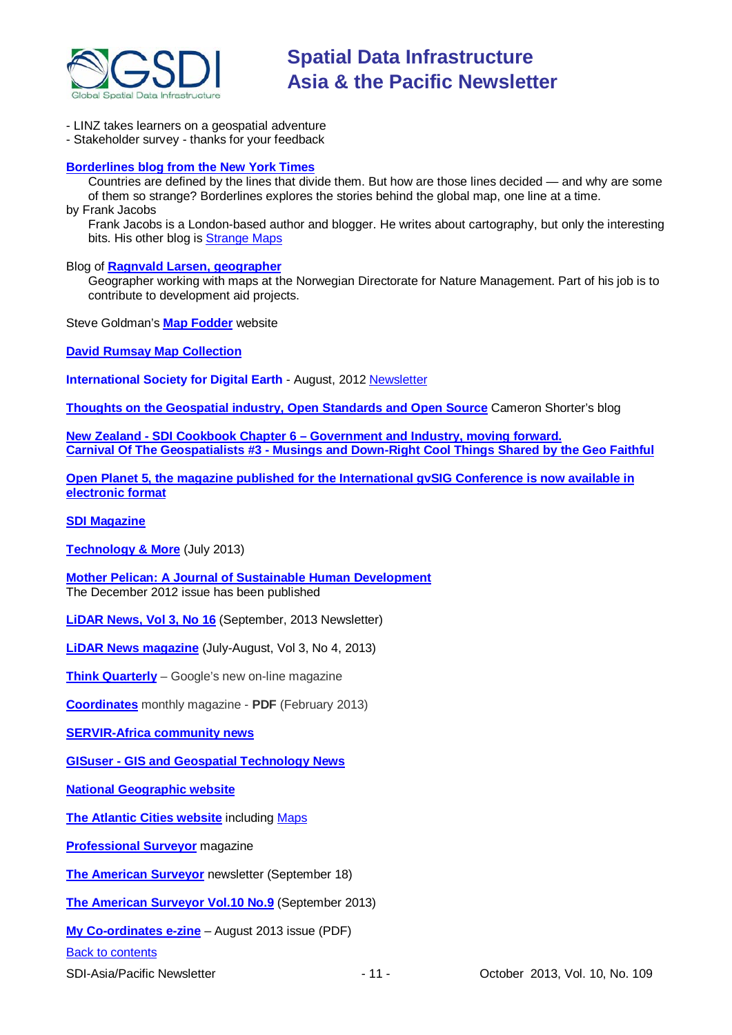- LINZ takes learners on a geospatial adventure
- Stakeholder survey - thanks for your feedback

**Borderlines blog from the New York Times**

Countries are defined by the lines that divide them. But how are those lines decided — and why are some of them so strange? Borderlines explores the stories behind the global map, one line at a time.

by Frank Jacobs

Frank Jacobs is a London-based author and blogger. He writes about cartography, but only the interesting bits. His other blog is Strange Maps

Blog of **Ragnvald Larsen, geographer**

Geographer working with maps at the Norwegian Directorate for Nature Management. Part of his job is to contribute to development aid projects.

Steve Goldman's **Map Fodder** website

**David Rumsay Map Collection**

**International Society for Digital Earth** - August, 2012 Newsletter

**Thoughts on the Geospatial industry, Open Standards and Open Source** Cameron Shorter's blog

**New Zealand - SDI Cookbook Chapter 6 – Government and Industry, moving forward.**
**Carnival Of The Geospatialists #3 - Musings and Down-Right Cool Things Shared by the Geo Faithful**

**Open Planet 5, the magazine published for the International gvSIG Conference is now available in electronic format**

**SDI Magazine**

**Technology & More** (July 2013)

**Mother Pelican: A Journal of Sustainable Human Development**
The December 2012 issue has been published

**LiDAR News, Vol 3, No 16** (September, 2013 Newsletter)

**LiDAR News magazine** (July-August, Vol 3, No 4, 2013)

**Think Quarterly** – Google's new on-line magazine

**Coordinates** monthly magazine - **PDF** (February 2013)

**SERVIR-Africa community news**

**GISuser - GIS and Geospatial Technology News**

**National Geographic website**

**The Atlantic Cities website** including Maps

**Professional Surveyor** magazine

**The American Surveyor** newsletter (September 18)

**The American Surveyor Vol.10 No.9** (September 2013)

**My Co-ordinates e-zine** – August 2013 issue (PDF)

Back to contents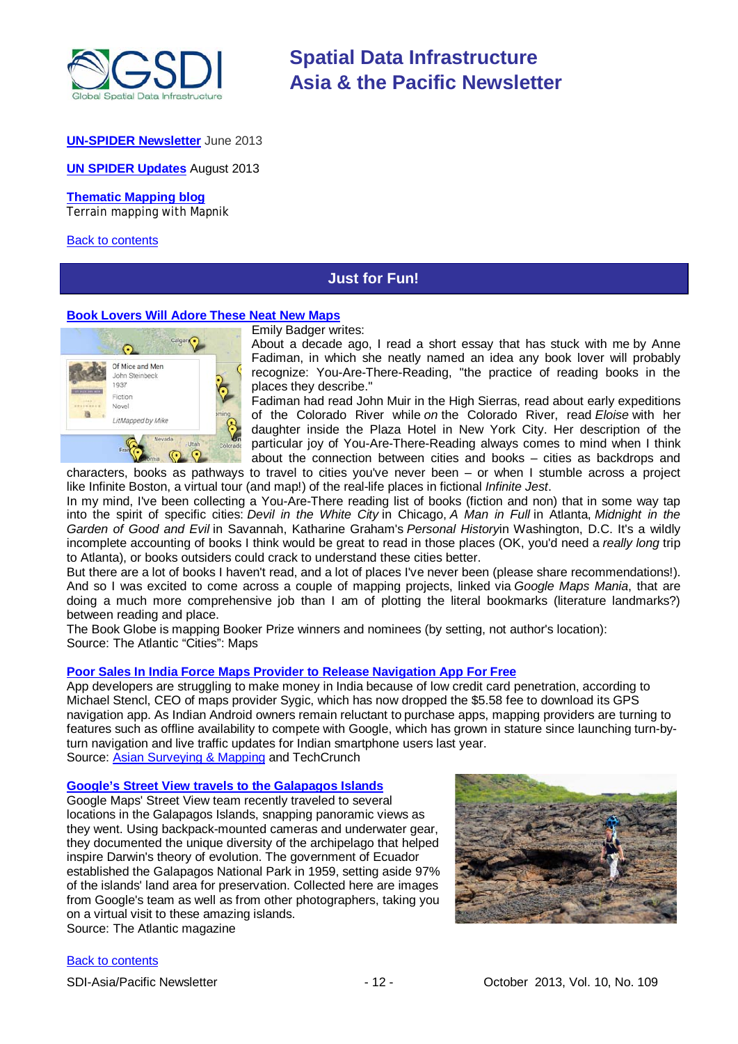**UN-SPIDER Newsletter** June 2013

**UN SPIDER Updates** August 2013

**Thematic Mapping blog**
Terrain mapping with Mapnik

Back to contents

## Just for Fun!

### Book Lovers Will Adore These Neat New Maps

Emily Badger writes:

About a decade ago, I read a short essay that has stuck with me by Anne Fadiman, in which she neatly named an idea any book lover will probably recognize: You-Are-There-Reading, "the practice of reading books in the places they describe."

Fadiman had read John Muir in the High Sierras, read about early expeditions of the Colorado River while *on* the Colorado River, read *Eloise* with her daughter inside the Plaza Hotel in New York City. Her description of the particular joy of You-Are-There-Reading always comes to mind when I think about the connection between cities and books – cities as backdrops and characters, books as pathways to travel to cities you've never been – or when I stumble across a project like Infinite Boston, a virtual tour (and map!) of the real-life places in fictional *Infinite Jest*.

In my mind, I've been collecting a You-Are-There reading list of books (fiction and non) that in some way tap into the spirit of specific cities: *Devil in the White City* in Chicago, *A Man in Full* in Atlanta, *Midnight in the Garden of Good and Evil* in Savannah, Katharine Graham's *Personal History*in Washington, D.C. It's a wildly incomplete accounting of books I think would be great to read in those places (OK, you'd need a *really long* trip to Atlanta), or books outsiders could crack to understand these cities better.

But there are a lot of books I haven't read, and a lot of places I've never been (please share recommendations!). And so I was excited to come across a couple of mapping projects, linked via *Google Maps Mania*, that are doing a much more comprehensive job than I am of plotting the literal bookmarks (literature landmarks?) between reading and place.

The Book Globe is mapping Booker Prize winners and nominees (by setting, not author's location):

Source: The Atlantic "Cities": Maps

### Poor Sales In India Force Maps Provider to Release Navigation App For Free

App developers are struggling to make money in India because of low credit card penetration, according to Michael Stencl, CEO of maps provider Sygic, which has now dropped the $5.58 fee to download its GPS navigation app. As Indian Android owners remain reluctant to purchase apps, mapping providers are turning to features such as offline availability to compete with Google, which has grown in stature since launching turn-by-turn navigation and live traffic updates for Indian smartphone users last year.

Source: Asian Surveying & Mapping and TechCrunch

### Google's Street View travels to the Galapagos Islands

Google Maps' Street View team recently traveled to several locations in the Galapagos Islands, snapping panoramic views as they went. Using backpack-mounted cameras and underwater gear, they documented the unique diversity of the archipelago that helped inspire Darwin's theory of evolution. The government of Ecuador established the Galapagos National Park in 1959, setting aside 97% of the islands' land area for preservation. Collected here are images from Google's team as well as from other photographers, taking you on a virtual visit to these amazing islands.

Source: The Atlantic magazine

Back to contents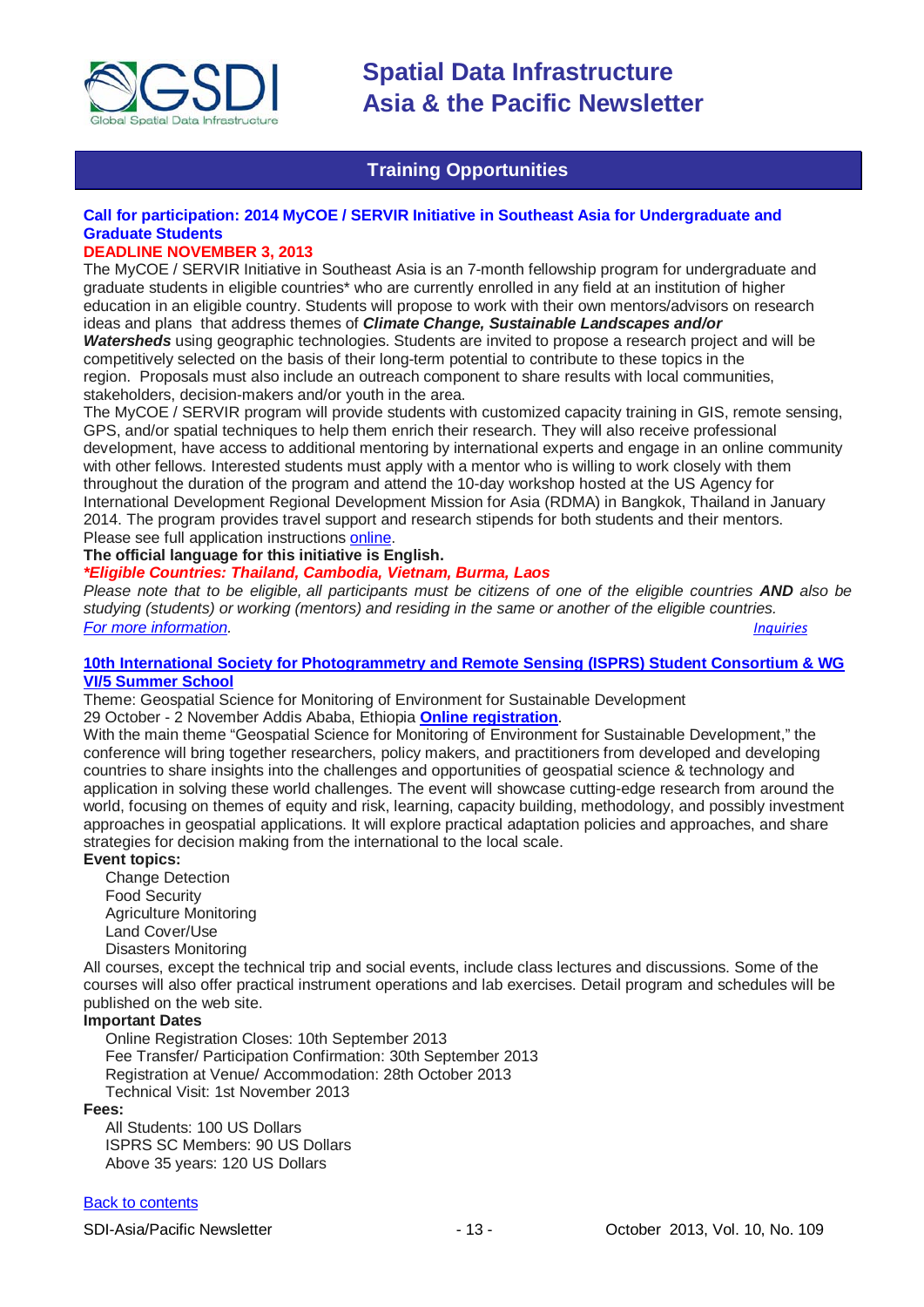## Training Opportunities

### Call for participation: 2014 MyCOE / SERVIR Initiative in Southeast Asia for Undergraduate and Graduate Students

**DEADLINE NOVEMBER 3, 2013**

The MyCOE / SERVIR Initiative in Southeast Asia is an 7-month fellowship program for undergraduate and graduate students in eligible countries* who are currently enrolled in any field at an institution of higher education in an eligible country. Students will propose to work with their own mentors/advisors on research ideas and plans that address themes of ***Climate Change, Sustainable Landscapes and/or Watersheds*** using geographic technologies. Students are invited to propose a research project and will be competitively selected on the basis of their long-term potential to contribute to these topics in the region. Proposals must also include an outreach component to share results with local communities, stakeholders, decision-makers and/or youth in the area.

The MyCOE / SERVIR program will provide students with customized capacity training in GIS, remote sensing, GPS, and/or spatial techniques to help them enrich their research. They will also receive professional development, have access to additional mentoring by international experts and engage in an online community with other fellows. Interested students must apply with a mentor who is willing to work closely with them throughout the duration of the program and attend the 10-day workshop hosted at the US Agency for International Development Regional Development Mission for Asia (RDMA) in Bangkok, Thailand in January 2014. The program provides travel support and research stipends for both students and their mentors. Please see full application instructions online.

**The official language for this initiative is English.**

***\*Eligible Countries: Thailand, Cambodia, Vietnam, Burma, Laos***

*Please note that to be eligible, all participants must be citizens of one of the eligible countries **AND** also be studying (students) or working (mentors) and residing in the same or another of the eligible countries.*

*For more information.* *Inquiries*

### 10th International Society for Photogrammetry and Remote Sensing (ISPRS) Student Consortium & WG VI/5 Summer School

Theme: Geospatial Science for Monitoring of Environment for Sustainable Development

29 October - 2 November Addis Ababa, Ethiopia **Online registration**.

With the main theme "Geospatial Science for Monitoring of Environment for Sustainable Development," the conference will bring together researchers, policy makers, and practitioners from developed and developing countries to share insights into the challenges and opportunities of geospatial science & technology and application in solving these world challenges. The event will showcase cutting-edge research from around the world, focusing on themes of equity and risk, learning, capacity building, methodology, and possibly investment approaches in geospatial applications. It will explore practical adaptation policies and approaches, and share strategies for decision making from the international to the local scale.

**Event topics:**

- Change Detection
- Food Security
- Agriculture Monitoring
- Land Cover/Use
- Disasters Monitoring

All courses, except the technical trip and social events, include class lectures and discussions. Some of the courses will also offer practical instrument operations and lab exercises. Detail program and schedules will be published on the web site.

**Important Dates**

- Online Registration Closes: 10th September 2013
- Fee Transfer/ Participation Confirmation: 30th September 2013
- Registration at Venue/ Accommodation: 28th October 2013
- Technical Visit: 1st November 2013

**Fees:**

- All Students: 100 US Dollars
- ISPRS SC Members: 90 US Dollars
- Above 35 years: 120 US Dollars

Back to contents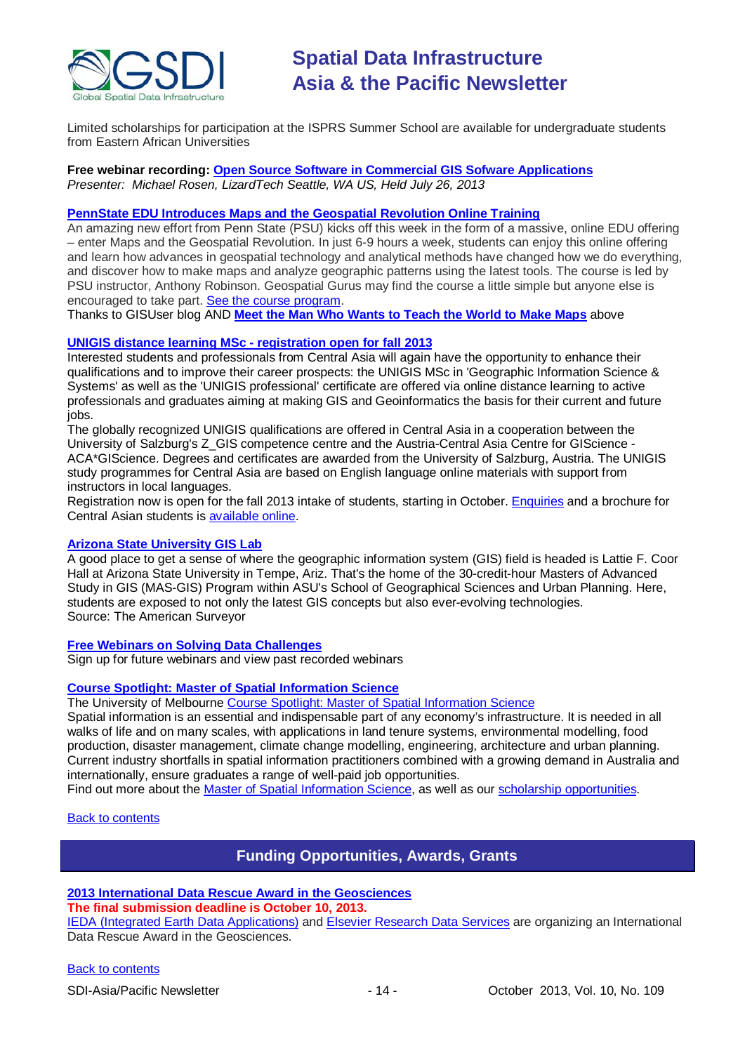Limited scholarships for participation at the ISPRS Summer School are available for undergraduate students from Eastern African Universities

**Free webinar recording: Open Source Software in Commercial GIS Sofware Applications**
*Presenter: Michael Rosen, LizardTech Seattle, WA US, Held July 26, 2013*

**PennState EDU Introduces Maps and the Geospatial Revolution Online Training**
An amazing new effort from Penn State (PSU) kicks off this week in the form of a massive, online EDU offering – enter Maps and the Geospatial Revolution. In just 6-9 hours a week, students can enjoy this online offering and learn how advances in geospatial technology and analytical methods have changed how we do everything, and discover how to make maps and analyze geographic patterns using the latest tools. The course is led by PSU instructor, Anthony Robinson. Geospatial Gurus may find the course a little simple but anyone else is encouraged to take part. See the course program.
Thanks to GISUser blog AND **Meet the Man Who Wants to Teach the World to Make Maps** above

**UNIGIS distance learning MSc - registration open for fall 2013**
Interested students and professionals from Central Asia will again have the opportunity to enhance their qualifications and to improve their career prospects: the UNIGIS MSc in 'Geographic Information Science & Systems' as well as the 'UNIGIS professional' certificate are offered via online distance learning to active professionals and graduates aiming at making GIS and Geoinformatics the basis for their current and future jobs.
The globally recognized UNIGIS qualifications are offered in Central Asia in a cooperation between the University of Salzburg's Z_GIS competence centre and the Austria-Central Asia Centre for GIScience - ACA*GIScience. Degrees and certificates are awarded from the University of Salzburg, Austria. The UNIGIS study programmes for Central Asia are based on English language online materials with support from instructors in local languages.
Registration now is open for the fall 2013 intake of students, starting in October. Enquiries and a brochure for Central Asian students is available online.

**Arizona State University GIS Lab**
A good place to get a sense of where the geographic information system (GIS) field is headed is Lattie F. Coor Hall at Arizona State University in Tempe, Ariz. That's the home of the 30-credit-hour Masters of Advanced Study in GIS (MAS-GIS) Program within ASU's School of Geographical Sciences and Urban Planning. Here, students are exposed to not only the latest GIS concepts but also ever-evolving technologies.
Source: The American Surveyor

**Free Webinars on Solving Data Challenges**
Sign up for future webinars and view past recorded webinars

**Course Spotlight: Master of Spatial Information Science**
The University of Melbourne Course Spotlight: Master of Spatial Information Science
Spatial information is an essential and indispensable part of any economy's infrastructure. It is needed in all walks of life and on many scales, with applications in land tenure systems, environmental modelling, food production, disaster management, climate change modelling, engineering, architecture and urban planning. Current industry shortfalls in spatial information practitioners combined with a growing demand in Australia and internationally, ensure graduates a range of well-paid job opportunities.
Find out more about the Master of Spatial Information Science, as well as our scholarship opportunities.

Back to contents

## Funding Opportunities, Awards, Grants

**2013 International Data Rescue Award in the Geosciences**
**The final submission deadline is October 10, 2013.**
IEDA (Integrated Earth Data Applications) and Elsevier Research Data Services are organizing an International Data Rescue Award in the Geosciences.

Back to contents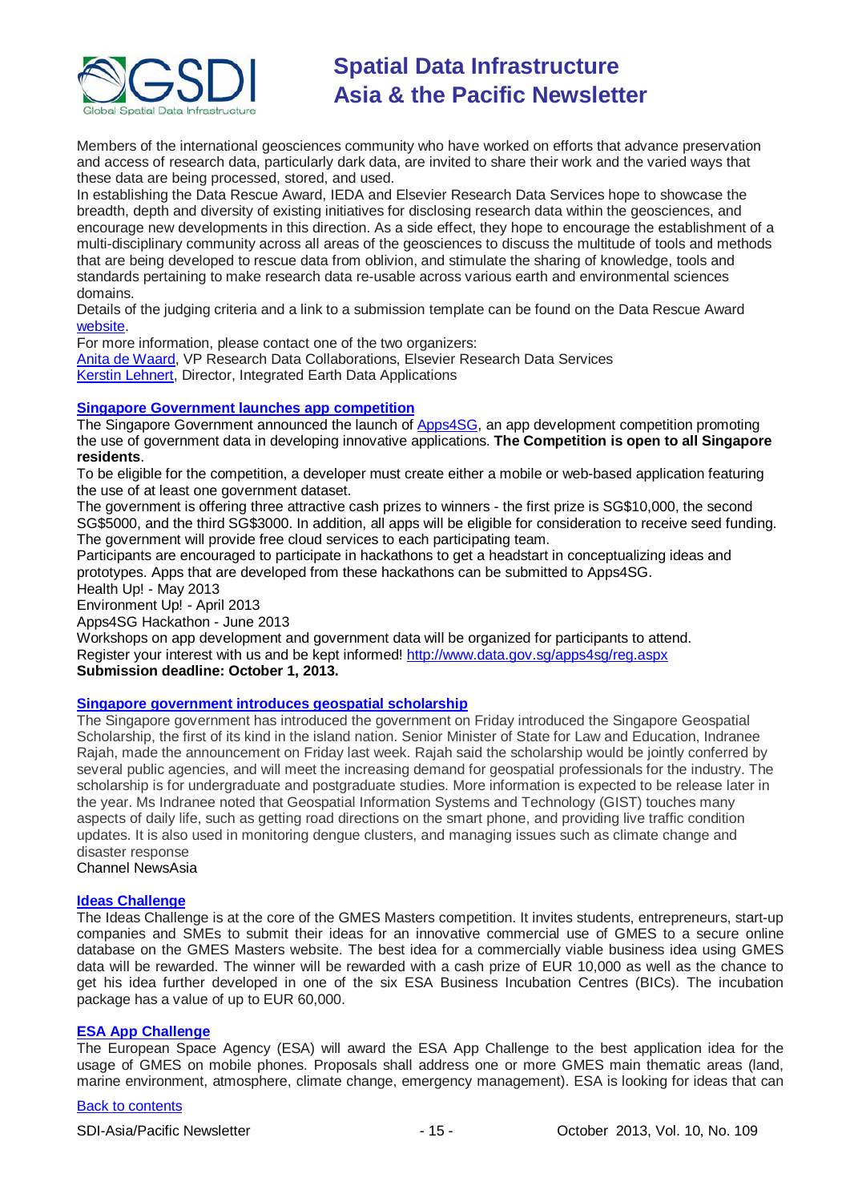Members of the international geosciences community who have worked on efforts that advance preservation and access of research data, particularly dark data, are invited to share their work and the varied ways that these data are being processed, stored, and used.

In establishing the Data Rescue Award, IEDA and Elsevier Research Data Services hope to showcase the breadth, depth and diversity of existing initiatives for disclosing research data within the geosciences, and encourage new developments in this direction. As a side effect, they hope to encourage the establishment of a multi-disciplinary community across all areas of the geosciences to discuss the multitude of tools and methods that are being developed to rescue data from oblivion, and stimulate the sharing of knowledge, tools and standards pertaining to make research data re-usable across various earth and environmental sciences domains.

Details of the judging criteria and a link to a submission template can be found on the Data Rescue Award [website](website).

For more information, please contact one of the two organizers:
[Anita de Waard](Anita de Waard), VP Research Data Collaborations, Elsevier Research Data Services
[Kerstin Lehnert](Kerstin Lehnert), Director, Integrated Earth Data Applications

### Singapore Government launches app competition

The Singapore Government announced the launch of Apps4SG, an app development competition promoting the use of government data in developing innovative applications. **The Competition is open to all Singapore residents**.

To be eligible for the competition, a developer must create either a mobile or web-based application featuring the use of at least one government dataset.

The government is offering three attractive cash prizes to winners - the first prize is SG$10,000, the second SG$5000, and the third SG$3000. In addition, all apps will be eligible for consideration to receive seed funding. The government will provide free cloud services to each participating team.

Participants are encouraged to participate in hackathons to get a headstart in conceptualizing ideas and prototypes. Apps that are developed from these hackathons can be submitted to Apps4SG.

Health Up! - May 2013
Environment Up! - April 2013
Apps4SG Hackathon - June 2013

Workshops on app development and government data will be organized for participants to attend.
Register your interest with us and be kept informed! http://www.data.gov.sg/apps4sg/reg.aspx
**Submission deadline: October 1, 2013.**

### Singapore government introduces geospatial scholarship

The Singapore government has introduced the government on Friday introduced the Singapore Geospatial Scholarship, the first of its kind in the island nation. Senior Minister of State for Law and Education, Indranee Rajah, made the announcement on Friday last week. Rajah said the scholarship would be jointly conferred by several public agencies, and will meet the increasing demand for geospatial professionals for the industry. The scholarship is for undergraduate and postgraduate studies. More information is expected to be release later in the year. Ms Indranee noted that Geospatial Information Systems and Technology (GIST) touches many aspects of daily life, such as getting road directions on the smart phone, and providing live traffic condition updates. It is also used in monitoring dengue clusters, and managing issues such as climate change and disaster response

Channel NewsAsia

### Ideas Challenge

The Ideas Challenge is at the core of the GMES Masters competition. It invites students, entrepreneurs, start-up companies and SMEs to submit their ideas for an innovative commercial use of GMES to a secure online database on the GMES Masters website. The best idea for a commercially viable business idea using GMES data will be rewarded. The winner will be rewarded with a cash prize of EUR 10,000 as well as the chance to get his idea further developed in one of the six ESA Business Incubation Centres (BICs). The incubation package has a value of up to EUR 60,000.

### ESA App Challenge

The European Space Agency (ESA) will award the ESA App Challenge to the best application idea for the usage of GMES on mobile phones. Proposals shall address one or more GMES main thematic areas (land, marine environment, atmosphere, climate change, emergency management). ESA is looking for ideas that can

Back to contents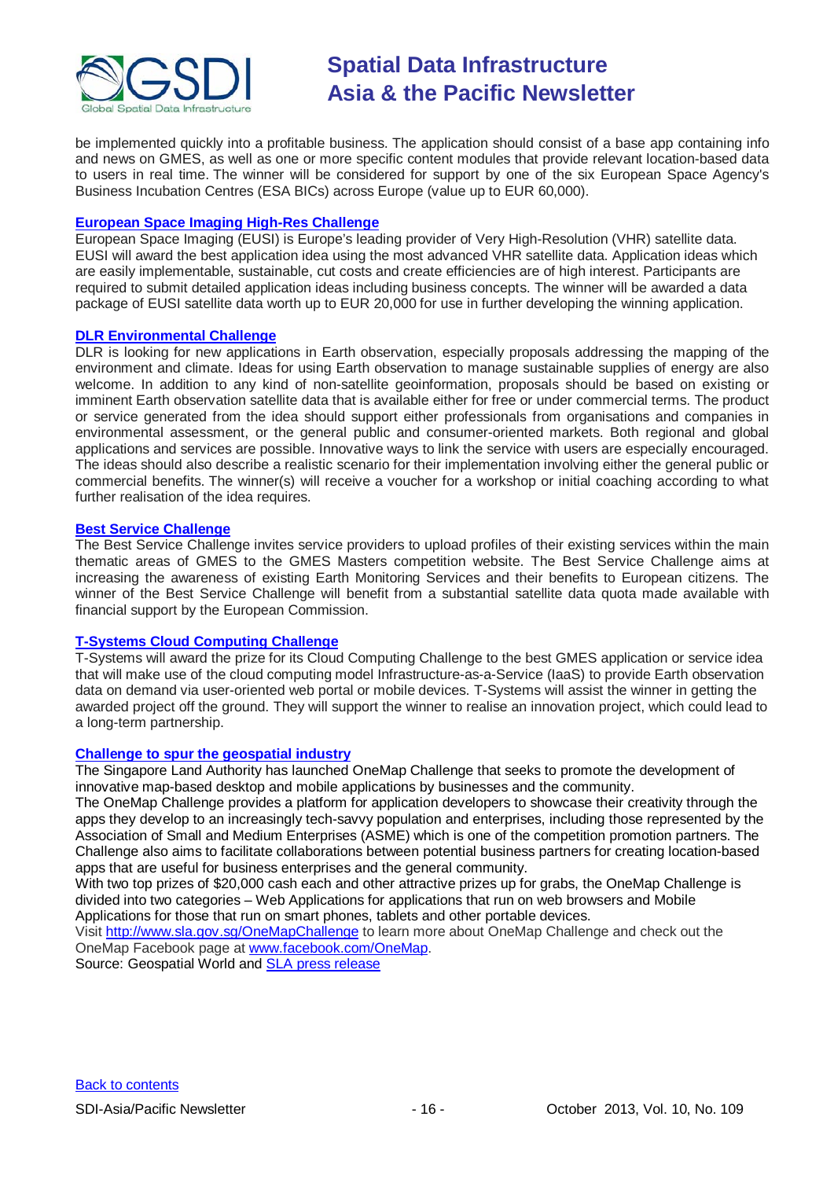be implemented quickly into a profitable business. The application should consist of a base app containing info and news on GMES, as well as one or more specific content modules that provide relevant location-based data to users in real time. The winner will be considered for support by one of the six European Space Agency's Business Incubation Centres (ESA BICs) across Europe (value up to EUR 60,000).

### [European Space Imaging High-Res Challenge]()

European Space Imaging (EUSI) is Europe's leading provider of Very High-Resolution (VHR) satellite data. EUSI will award the best application idea using the most advanced VHR satellite data. Application ideas which are easily implementable, sustainable, cut costs and create efficiencies are of high interest. Participants are required to submit detailed application ideas including business concepts. The winner will be awarded a data package of EUSI satellite data worth up to EUR 20,000 for use in further developing the winning application.

### [DLR Environmental Challenge]()

DLR is looking for new applications in Earth observation, especially proposals addressing the mapping of the environment and climate. Ideas for using Earth observation to manage sustainable supplies of energy are also welcome. In addition to any kind of non-satellite geoinformation, proposals should be based on existing or imminent Earth observation satellite data that is available either for free or under commercial terms. The product or service generated from the idea should support either professionals from organisations and companies in environmental assessment, or the general public and consumer-oriented markets. Both regional and global applications and services are possible. Innovative ways to link the service with users are especially encouraged. The ideas should also describe a realistic scenario for their implementation involving either the general public or commercial benefits. The winner(s) will receive a voucher for a workshop or initial coaching according to what further realisation of the idea requires.

### [Best Service Challenge]()

The Best Service Challenge invites service providers to upload profiles of their existing services within the main thematic areas of GMES to the GMES Masters competition website. The Best Service Challenge aims at increasing the awareness of existing Earth Monitoring Services and their benefits to European citizens. The winner of the Best Service Challenge will benefit from a substantial satellite data quota made available with financial support by the European Commission.

### [T-Systems Cloud Computing Challenge]()

T-Systems will award the prize for its Cloud Computing Challenge to the best GMES application or service idea that will make use of the cloud computing model Infrastructure-as-a-Service (IaaS) to provide Earth observation data on demand via user-oriented web portal or mobile devices. T-Systems will assist the winner in getting the awarded project off the ground. They will support the winner to realise an innovation project, which could lead to a long-term partnership.

### [Challenge to spur the geospatial industry]()

The Singapore Land Authority has launched OneMap Challenge that seeks to promote the development of innovative map-based desktop and mobile applications by businesses and the community.

The OneMap Challenge provides a platform for application developers to showcase their creativity through the apps they develop to an increasingly tech-savvy population and enterprises, including those represented by the Association of Small and Medium Enterprises (ASME) which is one of the competition promotion partners. The Challenge also aims to facilitate collaborations between potential business partners for creating location-based apps that are useful for business enterprises and the general community.

With two top prizes of $20,000 cash each and other attractive prizes up for grabs, the OneMap Challenge is divided into two categories – Web Applications for applications that run on web browsers and Mobile Applications for those that run on smart phones, tablets and other portable devices.

Visit [http://www.sla.gov.sg/OneMapChallenge](http://www.sla.gov.sg/OneMapChallenge) to learn more about OneMap Challenge and check out the OneMap Facebook page at [www.facebook.com/OneMap](http://www.facebook.com/OneMap).

Source: Geospatial World and [SLA press release]()

[Back to contents]()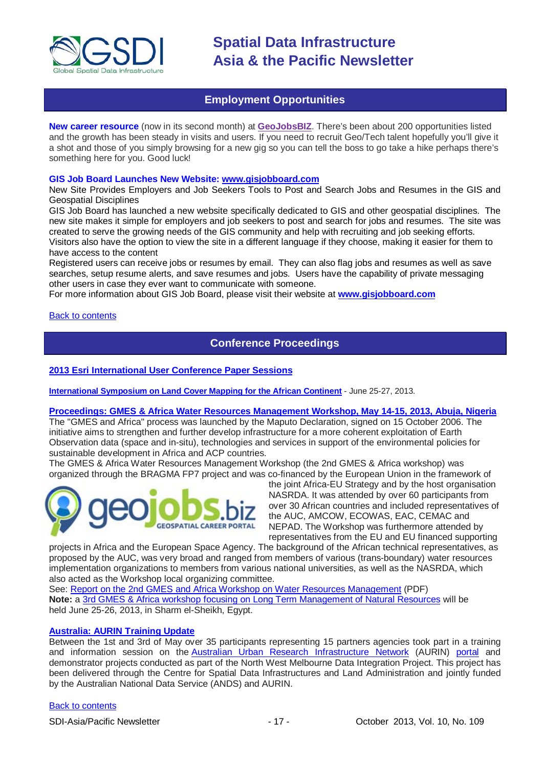## Employment Opportunities

**New career resource** (now in its second month) at **GeoJobsBIZ**. There's been about 200 opportunities listed and the growth has been steady in visits and users. If you need to recruit Geo/Tech talent hopefully you'll give it a shot and those of you simply browsing for a new gig so you can tell the boss to go take a hike perhaps there's something here for you. Good luck!

**GIS Job Board Launches New Website: www.gisjobboard.com**

New Site Provides Employers and Job Seekers Tools to Post and Search Jobs and Resumes in the GIS and Geospatial Disciplines

GIS Job Board has launched a new website specifically dedicated to GIS and other geospatial disciplines. The new site makes it simple for employers and job seekers to post and search for jobs and resumes. The site was created to serve the growing needs of the GIS community and help with recruiting and job seeking efforts. Visitors also have the option to view the site in a different language if they choose, making it easier for them to have access to the content

Registered users can receive jobs or resumes by email. They can also flag jobs and resumes as well as save searches, setup resume alerts, and save resumes and jobs. Users have the capability of private messaging other users in case they ever want to communicate with someone.

For more information about GIS Job Board, please visit their website at **www.gisjobboard.com**

Back to contents

## Conference Proceedings

**2013 Esri International User Conference Paper Sessions**

**International Symposium on Land Cover Mapping for the African Continent** - June 25-27, 2013.

**Proceedings: GMES & Africa Water Resources Management Workshop, May 14-15, 2013, Abuja, Nigeria**

The "GMES and Africa" process was launched by the Maputo Declaration, signed on 15 October 2006. The initiative aims to strengthen and further develop infrastructure for a more coherent exploitation of Earth Observation data (space and in-situ), technologies and services in support of the environmental policies for sustainable development in Africa and ACP countries.

The GMES & Africa Water Resources Management Workshop (the 2nd GMES & Africa workshop) was organized through the BRAGMA FP7 project and was co-financed by the European Union in the framework of the joint Africa-EU Strategy and by the host organisation NASRDA. It was attended by over 60 participants from over 30 African countries and included representatives of the AUC, AMCOW, ECOWAS, EAC, CEMAC and NEPAD. The Workshop was furthermore attended by representatives from the EU and EU financed supporting projects in Africa and the European Space Agency. The background of the African technical representatives, as proposed by the AUC, was very broad and ranged from members of various (trans-boundary) water resources implementation organizations to members from various national universities, as well as the NASRDA, which also acted as the Workshop local organizing committee.

See: Report on the 2nd GMES and Africa Workshop on Water Resources Management (PDF)

**Note:** a 3rd GMES & Africa workshop focusing on Long Term Management of Natural Resources will be held June 25-26, 2013, in Sharm el-Sheikh, Egypt.

**Australia: AURIN Training Update**

Between the 1st and 3rd of May over 35 participants representing 15 partners agencies took part in a training and information session on the Australian Urban Research Infrastructure Network (AURIN) portal and demonstrator projects conducted as part of the North West Melbourne Data Integration Project. This project has been delivered through the Centre for Spatial Data Infrastructures and Land Administration and jointly funded by the Australian National Data Service (ANDS) and AURIN.

Back to contents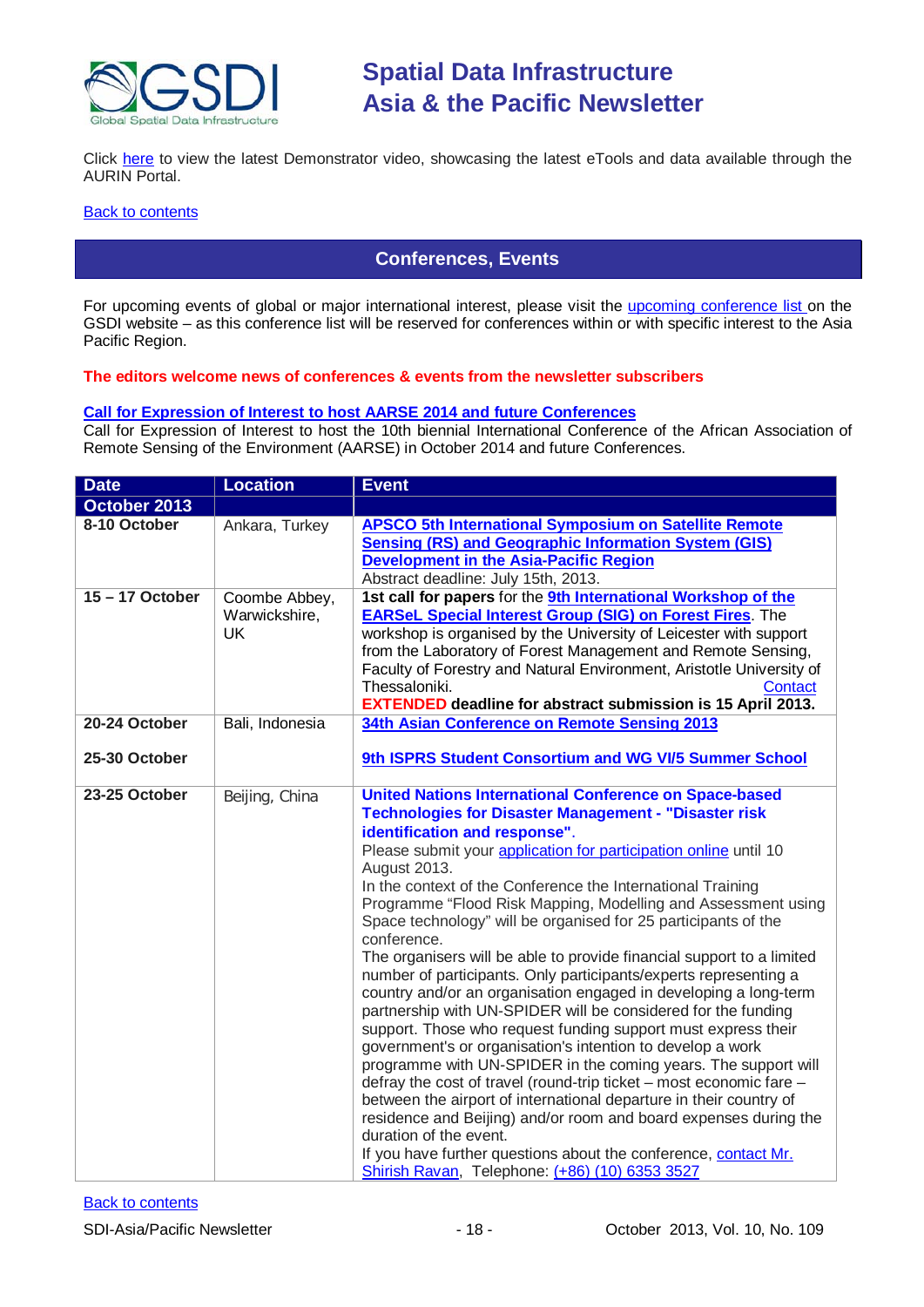Click here to view the latest Demonstrator video, showcasing the latest eTools and data available through the AURIN Portal.

Back to contents

## Conferences, Events

For upcoming events of global or major international interest, please visit the upcoming conference list on the GSDI website – as this conference list will be reserved for conferences within or with specific interest to the Asia Pacific Region.

**The editors welcome news of conferences & events from the newsletter subscribers**

**Call for Expression of Interest to host AARSE 2014 and future Conferences**
Call for Expression of Interest to host the 10th biennial International Conference of the African Association of Remote Sensing of the Environment (AARSE) in October 2014 and future Conferences.

| Date | Location | Event |
|---|---|---|
| **October 2013** | | |
| **8-10 October** | Ankara, Turkey | **APSCO 5th International Symposium on Satellite Remote Sensing (RS) and Geographic Information System (GIS) Development in the Asia-Pacific Region**<br>Abstract deadline: July 15th, 2013. |
| **15 – 17 October** | Coombe Abbey, Warwickshire, UK | **1st call for papers** for the **9th International Workshop of the EARSeL Special Interest Group (SIG) on Forest Fires**. The workshop is organised by the University of Leicester with support from the Laboratory of Forest Management and Remote Sensing, Faculty of Forestry and Natural Environment, Aristotle University of Thessaloniki. Contact<br>**EXTENDED deadline for abstract submission is 15 April 2013.** |
| **20-24 October**<br><br>**25-30 October** | Bali, Indonesia | **34th Asian Conference on Remote Sensing 2013**<br><br>**9th ISPRS Student Consortium and WG VI/5 Summer School** |
| **23-25 October** | Beijing, China | **United Nations International Conference on Space-based Technologies for Disaster Management - "Disaster risk identification and response".**<br>Please submit your application for participation online until 10 August 2013.<br>In the context of the Conference the International Training Programme "Flood Risk Mapping, Modelling and Assessment using Space technology" will be organised for 25 participants of the conference.<br>The organisers will be able to provide financial support to a limited number of participants. Only participants/experts representing a country and/or an organisation engaged in developing a long-term partnership with UN-SPIDER will be considered for the funding support. Those who request funding support must express their government's or organisation's intention to develop a work programme with UN-SPIDER in the coming years. The support will defray the cost of travel (round-trip ticket – most economic fare – between the airport of international departure in their country of residence and Beijing) and/or room and board expenses during the duration of the event.<br>If you have further questions about the conference, contact Mr. Shirish Ravan, Telephone: (+86) (10) 6353 3527 |

Back to contents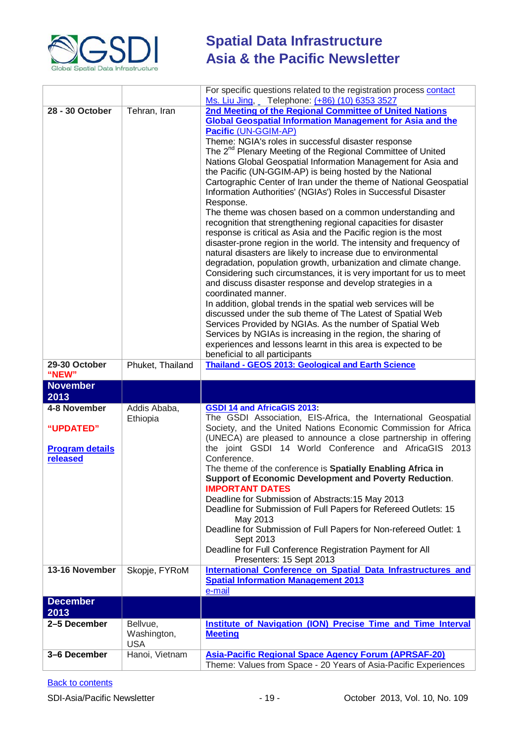| | | |
|---|---|---|
| | | For specific questions related to the registration process contact Ms. Liu Jing, Telephone: (+86) (10) 6353 3527 |
| **28 - 30 October** | Tehran, Iran | **2nd Meeting of the Regional Committee of United Nations Global Geospatial Information Management for Asia and the Pacific** (UN-GGIM-AP)<br>Theme: NGIA's roles in successful disaster response<br>The 2nd Plenary Meeting of the Regional Committee of United Nations Global Geospatial Information Management for Asia and the Pacific (UN-GGIM-AP) is being hosted by the National Cartographic Center of Iran under the theme of National Geospatial Information Authorities' (NGIAs') Roles in Successful Disaster Response.<br>The theme was chosen based on a common understanding and recognition that strengthening regional capacities for disaster response is critical as Asia and the Pacific region is the most disaster-prone region in the world. The intensity and frequency of natural disasters are likely to increase due to environmental degradation, population growth, urbanization and climate change. Considering such circumstances, it is very important for us to meet and discuss disaster response and develop strategies in a coordinated manner.<br>In addition, global trends in the spatial web services will be discussed under the sub theme of The Latest of Spatial Web Services Provided by NGIAs. As the number of Spatial Web Services by NGIAs is increasing in the region, the sharing of experiences and lessons learnt in this area is expected to be beneficial to all participants |
| **29-30 October**<br>**"NEW"** | Phuket, Thailand | **Thailand - GEOS 2013: Geological and Earth Science** |
| **November 2013** | | |
| **4-8 November**<br><br>**"UPDATED"**<br><br>**Program details released** | Addis Ababa, Ethiopia | **GSDI 14 and AfricaGIS 2013:**<br>The GSDI Association, EIS-Africa, the International Geospatial Society, and the United Nations Economic Commission for Africa (UNECA) are pleased to announce a close partnership in offering the joint GSDI 14 World Conference and AfricaGIS 2013 Conference.<br>The theme of the conference is **Spatially Enabling Africa in Support of Economic Development and Poverty Reduction**.<br>**IMPORTANT DATES**<br>Deadline for Submission of Abstracts:15 May 2013<br>Deadline for Submission of Full Papers for Refereed Outlets: 15 May 2013<br>Deadline for Submission of Full Papers for Non-refereed Outlet: 1 Sept 2013<br>Deadline for Full Conference Registration Payment for All Presenters: 15 Sept 2013 |
| **13-16 November** | Skopje, FYRoM | **International Conference on Spatial Data Infrastructures and Spatial Information Management 2013**<br>e-mail |
| **December 2013** | | |
| **2–5 December** | Bellvue, Washington, USA | **Institute of Navigation (ION) Precise Time and Time Interval Meeting** |
| **3–6 December** | Hanoi, Vietnam | **Asia-Pacific Regional Space Agency Forum (APRSAF-20)**<br>Theme: Values from Space - 20 Years of Asia-Pacific Experiences |

Back to contents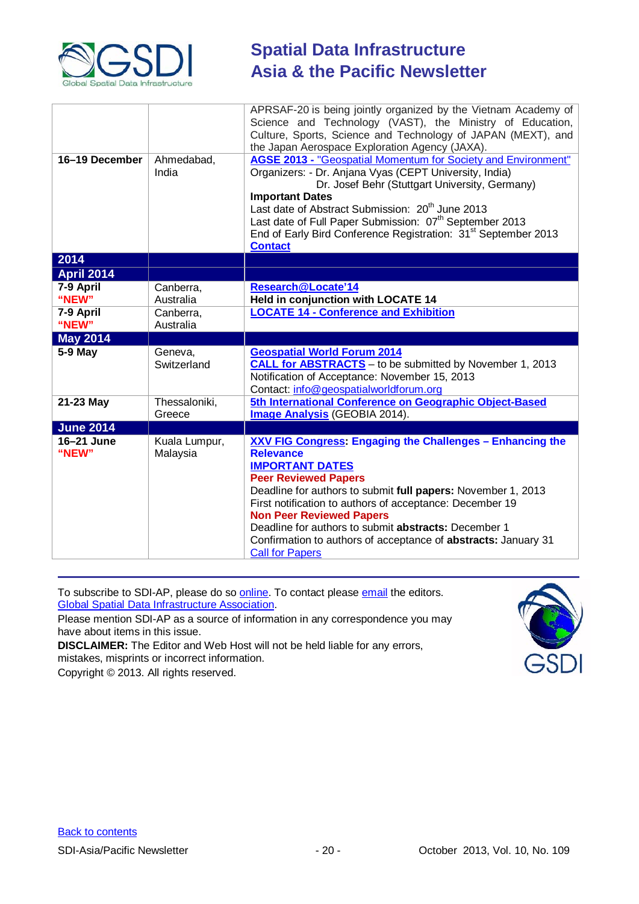| | | |
|---|---|---|
| | | APRSAF-20 is being jointly organized by the Vietnam Academy of Science and Technology (VAST), the Ministry of Education, Culture, Sports, Science and Technology of JAPAN (MEXT), and the Japan Aerospace Exploration Agency (JAXA). |
| **16–19 December** | Ahmedabad, India | **AGSE 2013 - "Geospatial Momentum for Society and Environment"**<br>Organizers: - Dr. Anjana Vyas (CEPT University, India)<br>Dr. Josef Behr (Stuttgart University, Germany)<br>**Important Dates**<br>Last date of Abstract Submission: 20th June 2013<br>Last date of Full Paper Submission: 07th September 2013<br>End of Early Bird Conference Registration: 31st September 2013<br>**Contact** |
| **2014** | | |
| **April 2014** | | |
| **7-9 April**<br>**"NEW"** | Canberra, Australia | **Research@Locate'14**<br>**Held in conjunction with LOCATE 14** |
| **7-9 April**<br>**"NEW"** | Canberra, Australia | **LOCATE 14 - Conference and Exhibition** |
| **May 2014** | | |
| **5-9 May** | Geneva, Switzerland | **Geospatial World Forum 2014**<br>**CALL for ABSTRACTS** – to be submitted by November 1, 2013<br>Notification of Acceptance: November 15, 2013<br>Contact: info@geospatialworldforum.org |
| **21-23 May** | Thessaloniki, Greece | **5th International Conference on Geographic Object-Based Image Analysis** (GEOBIA 2014). |
| **June 2014** | | |
| **16–21 June**<br>**"NEW"** | Kuala Lumpur, Malaysia | **XXV FIG Congress: Engaging the Challenges – Enhancing the Relevance**<br>**IMPORTANT DATES**<br>**Peer Reviewed Papers**<br>Deadline for authors to submit **full papers:** November 1, 2013<br>First notification to authors of acceptance: December 19<br>**Non Peer Reviewed Papers**<br>Deadline for authors to submit **abstracts:** December 1<br>Confirmation to authors of acceptance of **abstracts:** January 31<br>Call for Papers |

To subscribe to SDI-AP, please do so online. To contact please email the editors.
Global Spatial Data Infrastructure Association.

Please mention SDI-AP as a source of information in any correspondence you may have about items in this issue.

**DISCLAIMER:** The Editor and Web Host will not be held liable for any errors, mistakes, misprints or incorrect information.

Copyright © 2013. All rights reserved.

Back to contents